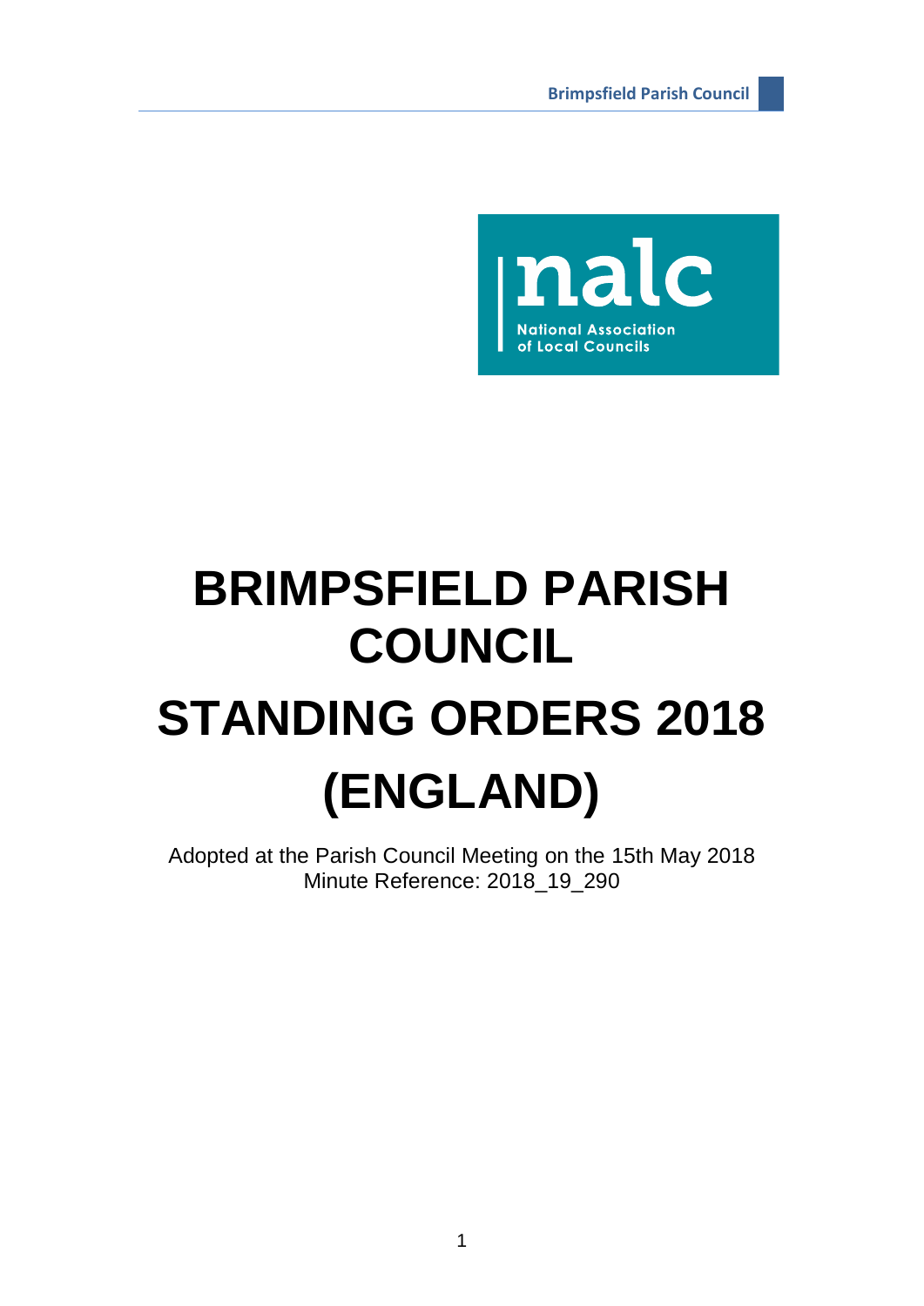# BRIMPSFIELD PARISH COUNCIL

# STANDING ORDERS 2018 (ENGLAND)

Adopted at the Parish Council Meeting on the 15th May 2018
Minute Reference: 2018_19_290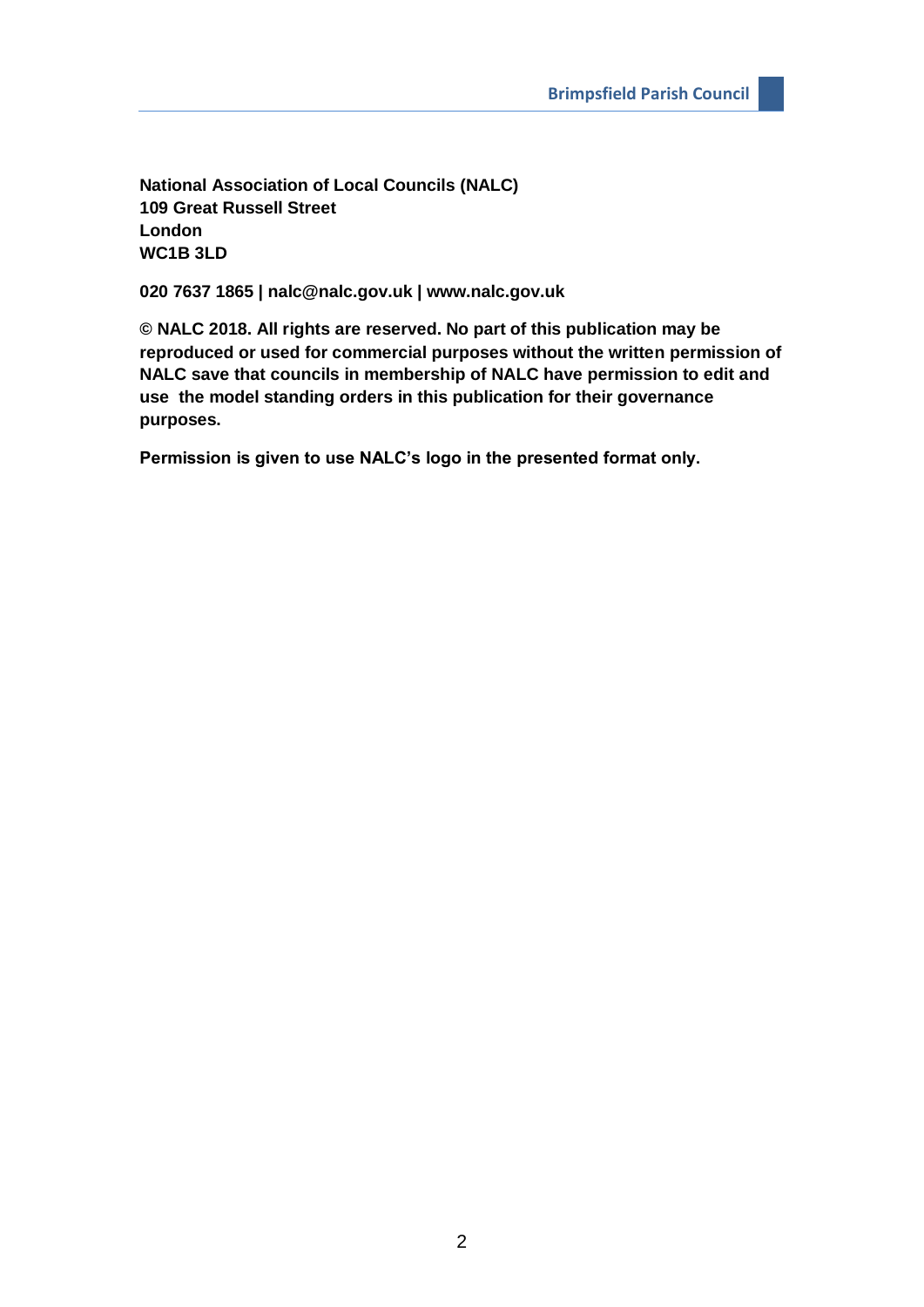**National Association of Local Councils (NALC)**
**109 Great Russell Street**
**London**
**WC1B 3LD**

**020 7637 1865 | nalc@nalc.gov.uk | www.nalc.gov.uk**

**© NALC 2018. All rights are reserved. No part of this publication may be reproduced or used for commercial purposes without the written permission of NALC save that councils in membership of NALC have permission to edit and use the model standing orders in this publication for their governance purposes.**

**Permission is given to use NALC's logo in the presented format only.**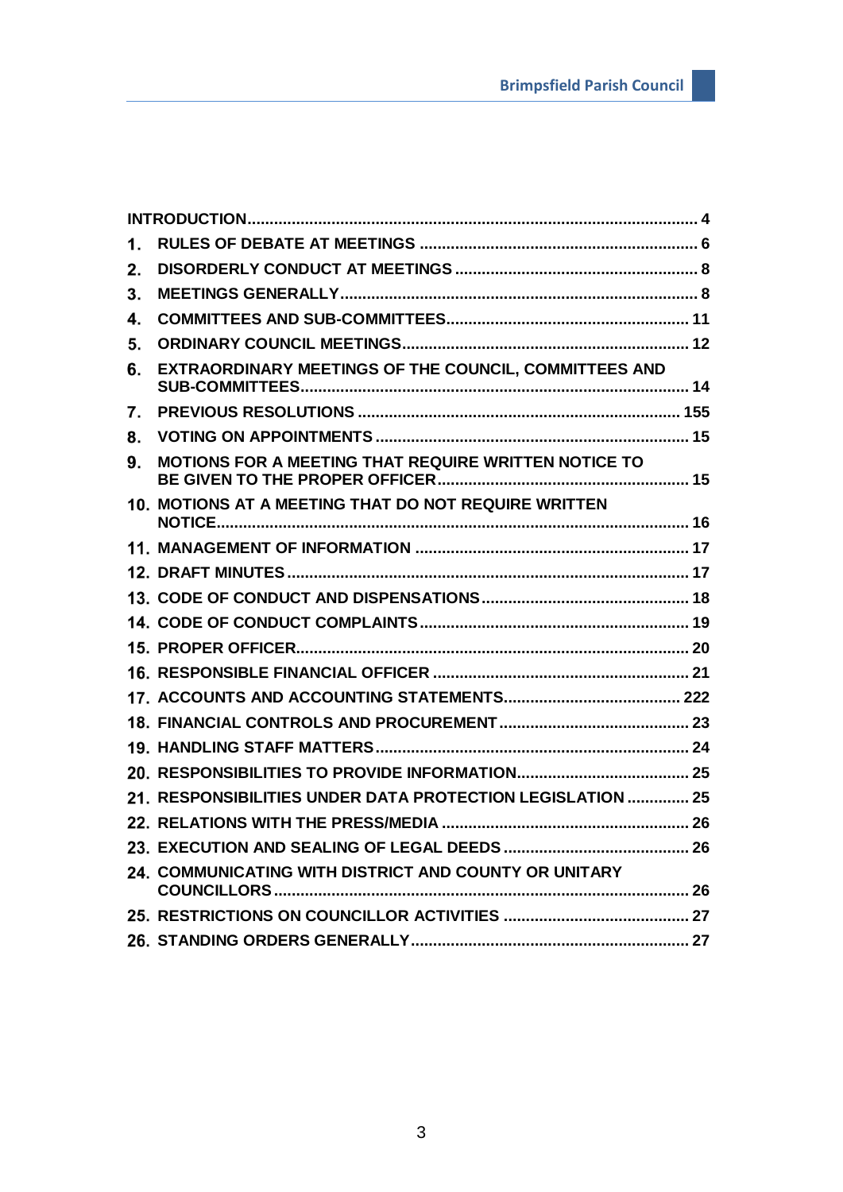| | |
|---|---|
| INTRODUCTION | 4 |
| 1. RULES OF DEBATE AT MEETINGS | 6 |
| 2. DISORDERLY CONDUCT AT MEETINGS | 8 |
| 3. MEETINGS GENERALLY | 8 |
| 4. COMMITTEES AND SUB-COMMITTEES | 11 |
| 5. ORDINARY COUNCIL MEETINGS | 12 |
| 6. EXTRAORDINARY MEETINGS OF THE COUNCIL, COMMITTEES AND SUB-COMMITTEES | 14 |
| 7. PREVIOUS RESOLUTIONS | 155 |
| 8. VOTING ON APPOINTMENTS | 15 |
| 9. MOTIONS FOR A MEETING THAT REQUIRE WRITTEN NOTICE TO BE GIVEN TO THE PROPER OFFICER | 15 |
| 10. MOTIONS AT A MEETING THAT DO NOT REQUIRE WRITTEN NOTICE | 16 |
| 11. MANAGEMENT OF INFORMATION | 17 |
| 12. DRAFT MINUTES | 17 |
| 13. CODE OF CONDUCT AND DISPENSATIONS | 18 |
| 14. CODE OF CONDUCT COMPLAINTS | 19 |
| 15. PROPER OFFICER | 20 |
| 16. RESPONSIBLE FINANCIAL OFFICER | 21 |
| 17. ACCOUNTS AND ACCOUNTING STATEMENTS | 222 |
| 18. FINANCIAL CONTROLS AND PROCUREMENT | 23 |
| 19. HANDLING STAFF MATTERS | 24 |
| 20. RESPONSIBILITIES TO PROVIDE INFORMATION | 25 |
| 21. RESPONSIBILITIES UNDER DATA PROTECTION LEGISLATION | 25 |
| 22. RELATIONS WITH THE PRESS/MEDIA | 26 |
| 23. EXECUTION AND SEALING OF LEGAL DEEDS | 26 |
| 24. COMMUNICATING WITH DISTRICT AND COUNTY OR UNITARY COUNCILLORS | 26 |
| 25. RESTRICTIONS ON COUNCILLOR ACTIVITIES | 27 |
| 26. STANDING ORDERS GENERALLY | 27 |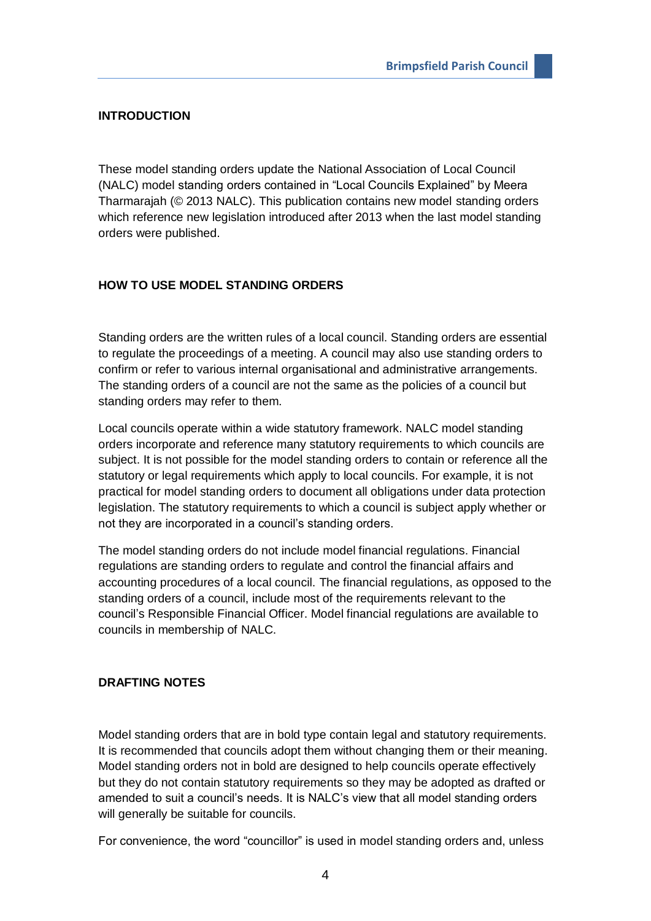## INTRODUCTION

These model standing orders update the National Association of Local Council (NALC) model standing orders contained in "Local Councils Explained" by Meera Tharmarajah (© 2013 NALC). This publication contains new model standing orders which reference new legislation introduced after 2013 when the last model standing orders were published.

## HOW TO USE MODEL STANDING ORDERS

Standing orders are the written rules of a local council. Standing orders are essential to regulate the proceedings of a meeting. A council may also use standing orders to confirm or refer to various internal organisational and administrative arrangements. The standing orders of a council are not the same as the policies of a council but standing orders may refer to them.

Local councils operate within a wide statutory framework. NALC model standing orders incorporate and reference many statutory requirements to which councils are subject. It is not possible for the model standing orders to contain or reference all the statutory or legal requirements which apply to local councils. For example, it is not practical for model standing orders to document all obligations under data protection legislation. The statutory requirements to which a council is subject apply whether or not they are incorporated in a council's standing orders.

The model standing orders do not include model financial regulations. Financial regulations are standing orders to regulate and control the financial affairs and accounting procedures of a local council. The financial regulations, as opposed to the standing orders of a council, include most of the requirements relevant to the council's Responsible Financial Officer. Model financial regulations are available to councils in membership of NALC.

## DRAFTING NOTES

Model standing orders that are in bold type contain legal and statutory requirements. It is recommended that councils adopt them without changing them or their meaning. Model standing orders not in bold are designed to help councils operate effectively but they do not contain statutory requirements so they may be adopted as drafted or amended to suit a council's needs. It is NALC's view that all model standing orders will generally be suitable for councils.

For convenience, the word "councillor" is used in model standing orders and, unless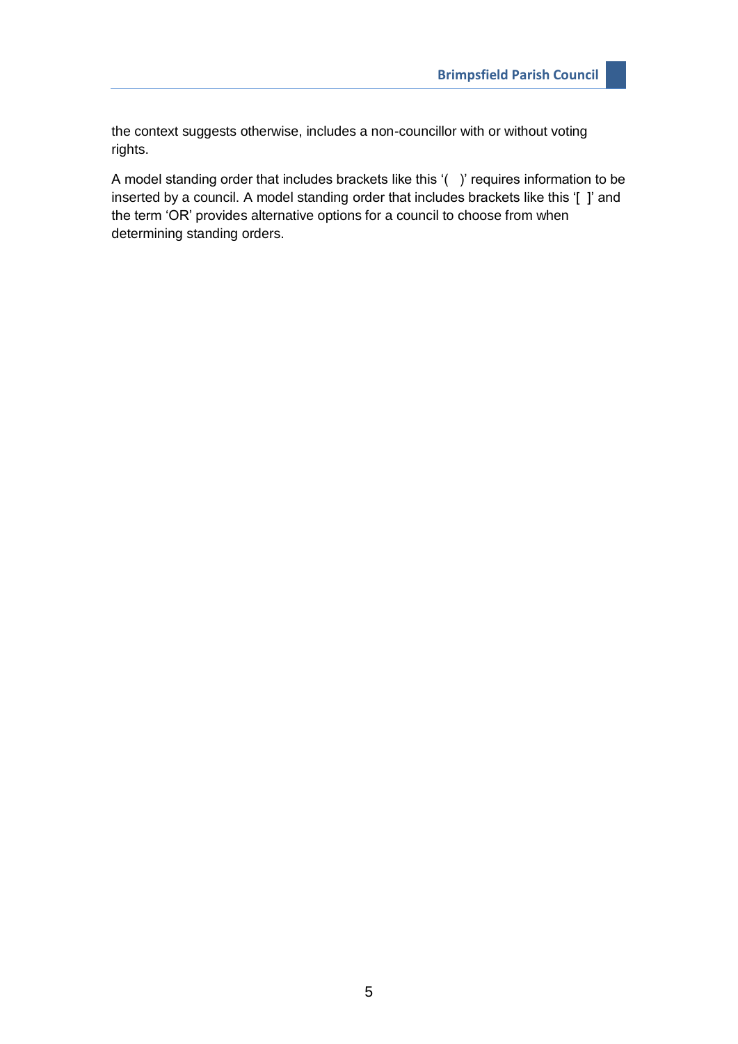the context suggests otherwise, includes a non-councillor with or without voting rights.

A model standing order that includes brackets like this '(   )' requires information to be inserted by a council. A model standing order that includes brackets like this '[ ]' and the term 'OR' provides alternative options for a council to choose from when determining standing orders.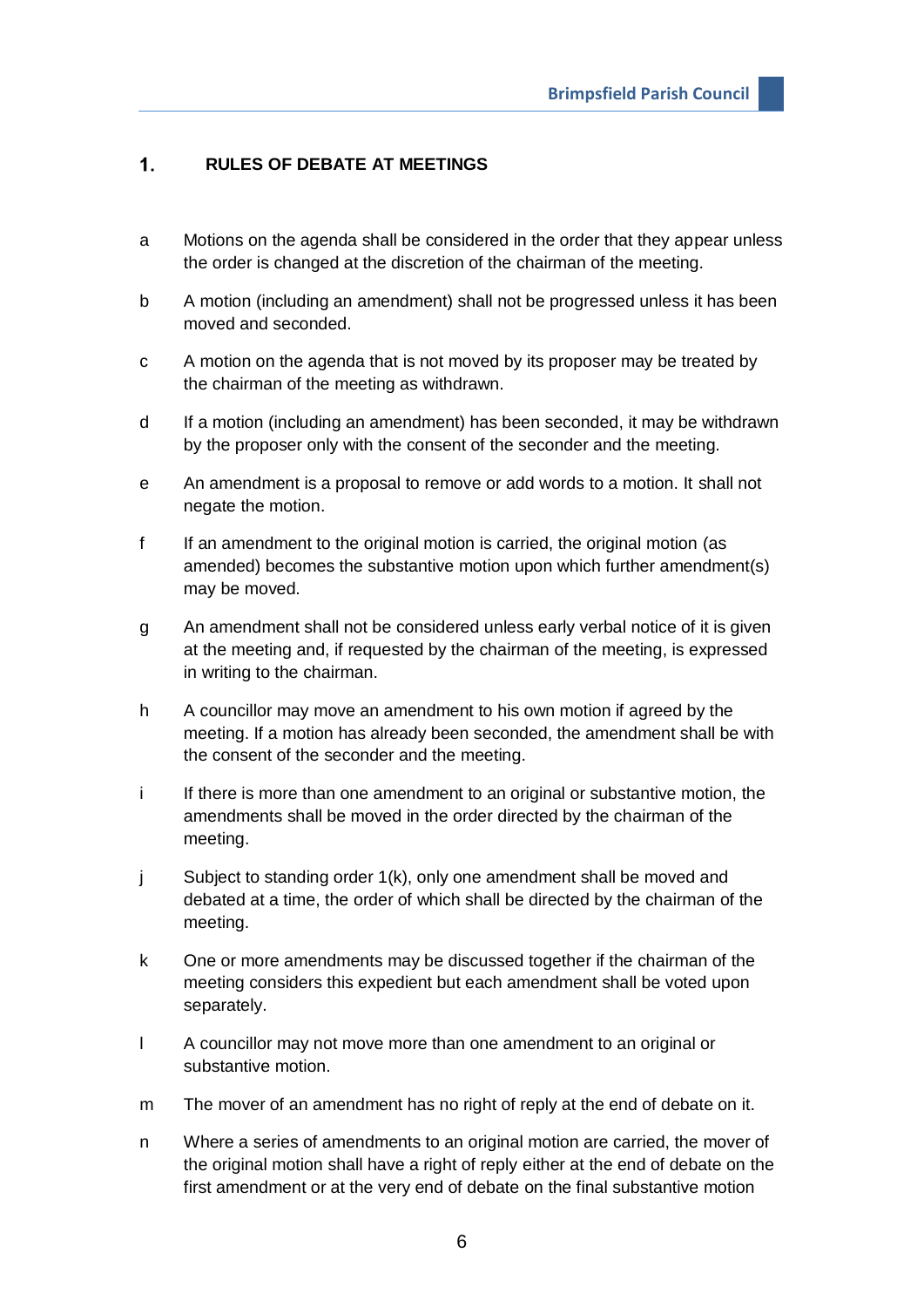## 1. RULES OF DEBATE AT MEETINGS

a Motions on the agenda shall be considered in the order that they appear unless the order is changed at the discretion of the chairman of the meeting.

b A motion (including an amendment) shall not be progressed unless it has been moved and seconded.

c A motion on the agenda that is not moved by its proposer may be treated by the chairman of the meeting as withdrawn.

d If a motion (including an amendment) has been seconded, it may be withdrawn by the proposer only with the consent of the seconder and the meeting.

e An amendment is a proposal to remove or add words to a motion. It shall not negate the motion.

f If an amendment to the original motion is carried, the original motion (as amended) becomes the substantive motion upon which further amendment(s) may be moved.

g An amendment shall not be considered unless early verbal notice of it is given at the meeting and, if requested by the chairman of the meeting, is expressed in writing to the chairman.

h A councillor may move an amendment to his own motion if agreed by the meeting. If a motion has already been seconded, the amendment shall be with the consent of the seconder and the meeting.

i If there is more than one amendment to an original or substantive motion, the amendments shall be moved in the order directed by the chairman of the meeting.

j Subject to standing order 1(k), only one amendment shall be moved and debated at a time, the order of which shall be directed by the chairman of the meeting.

k One or more amendments may be discussed together if the chairman of the meeting considers this expedient but each amendment shall be voted upon separately.

l A councillor may not move more than one amendment to an original or substantive motion.

m The mover of an amendment has no right of reply at the end of debate on it.

n Where a series of amendments to an original motion are carried, the mover of the original motion shall have a right of reply either at the end of debate on the first amendment or at the very end of debate on the final substantive motion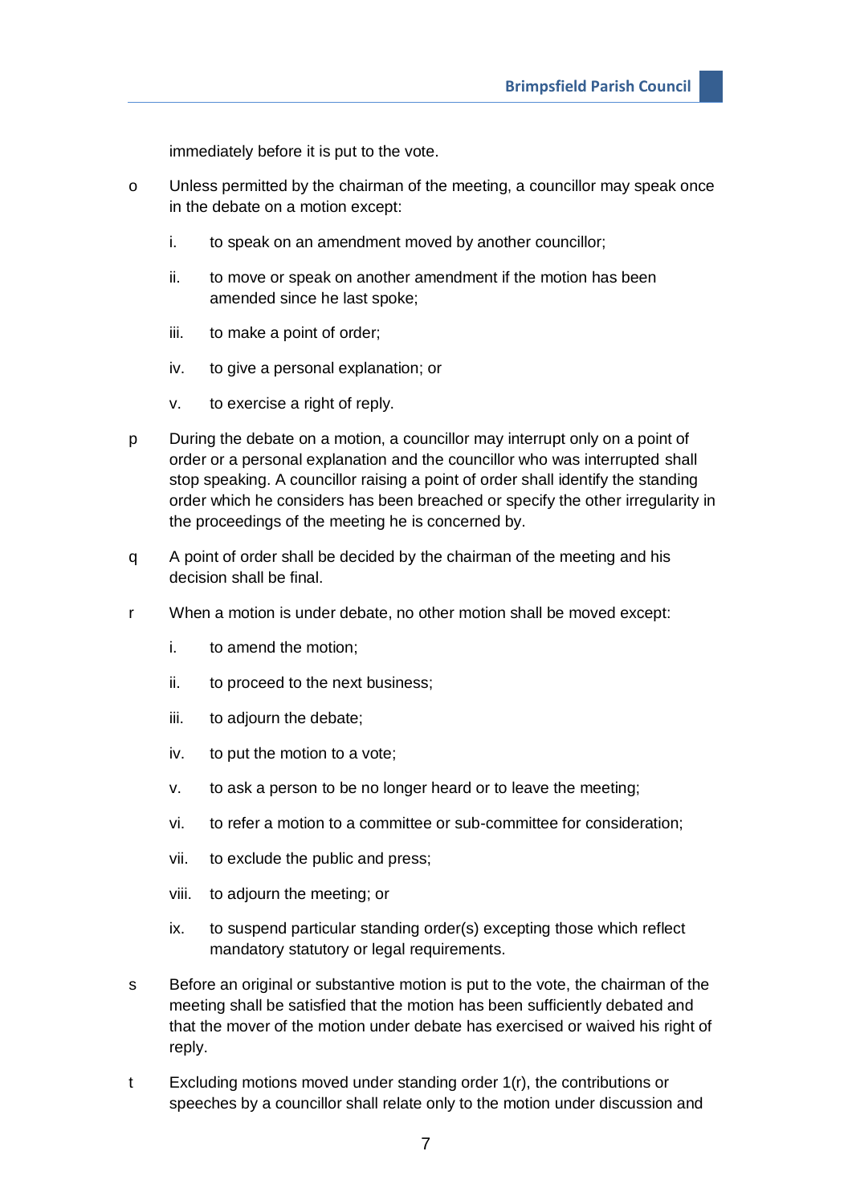immediately before it is put to the vote.

o Unless permitted by the chairman of the meeting, a councillor may speak once in the debate on a motion except:

   i. to speak on an amendment moved by another councillor;

   ii. to move or speak on another amendment if the motion has been amended since he last spoke;

   iii. to make a point of order;

   iv. to give a personal explanation; or

   v. to exercise a right of reply.

p During the debate on a motion, a councillor may interrupt only on a point of order or a personal explanation and the councillor who was interrupted shall stop speaking. A councillor raising a point of order shall identify the standing order which he considers has been breached or specify the other irregularity in the proceedings of the meeting he is concerned by.

q A point of order shall be decided by the chairman of the meeting and his decision shall be final.

r When a motion is under debate, no other motion shall be moved except:

   i. to amend the motion;

   ii. to proceed to the next business;

   iii. to adjourn the debate;

   iv. to put the motion to a vote;

   v. to ask a person to be no longer heard or to leave the meeting;

   vi. to refer a motion to a committee or sub-committee for consideration;

   vii. to exclude the public and press;

   viii. to adjourn the meeting; or

   ix. to suspend particular standing order(s) excepting those which reflect mandatory statutory or legal requirements.

s Before an original or substantive motion is put to the vote, the chairman of the meeting shall be satisfied that the motion has been sufficiently debated and that the mover of the motion under debate has exercised or waived his right of reply.

t Excluding motions moved under standing order 1(r), the contributions or speeches by a councillor shall relate only to the motion under discussion and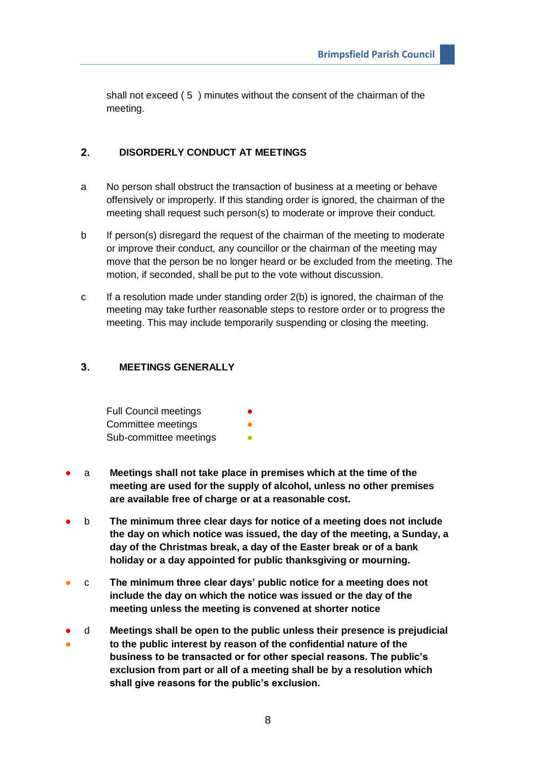shall not exceed ( 5 ) minutes without the consent of the chairman of the meeting.

## 2. DISORDERLY CONDUCT AT MEETINGS

a No person shall obstruct the transaction of business at a meeting or behave offensively or improperly. If this standing order is ignored, the chairman of the meeting shall request such person(s) to moderate or improve their conduct.

b If person(s) disregard the request of the chairman of the meeting to moderate or improve their conduct, any councillor or the chairman of the meeting may move that the person be no longer heard or be excluded from the meeting. The motion, if seconded, shall be put to the vote without discussion.

c If a resolution made under standing order 2(b) is ignored, the chairman of the meeting may take further reasonable steps to restore order or to progress the meeting. This may include temporarily suspending or closing the meeting.

## 3. MEETINGS GENERALLY

Full Council meetings ●
Committee meetings ●
Sub-committee meetings ●

● a **Meetings shall not take place in premises which at the time of the meeting are used for the supply of alcohol, unless no other premises are available free of charge or at a reasonable cost.**

● b **The minimum three clear days for notice of a meeting does not include the day on which notice was issued, the day of the meeting, a Sunday, a day of the Christmas break, a day of the Easter break or of a bank holiday or a day appointed for public thanksgiving or mourning.**

● c **The minimum three clear days' public notice for a meeting does not include the day on which the notice was issued or the day of the meeting unless the meeting is convened at shorter notice**

● ● d **Meetings shall be open to the public unless their presence is prejudicial to the public interest by reason of the confidential nature of the business to be transacted or for other special reasons. The public's exclusion from part or all of a meeting shall be by a resolution which shall give reasons for the public's exclusion.**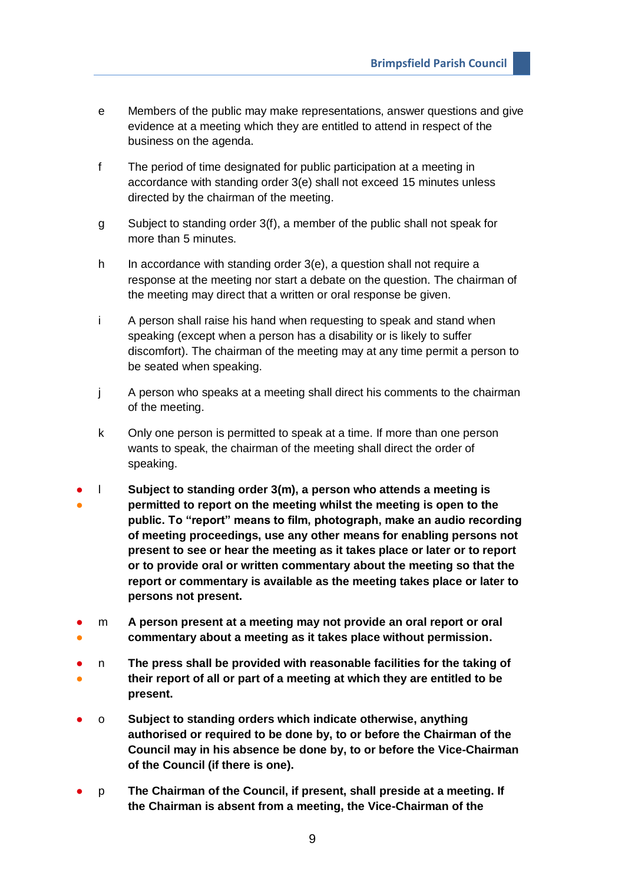e Members of the public may make representations, answer questions and give evidence at a meeting which they are entitled to attend in respect of the business on the agenda.

f The period of time designated for public participation at a meeting in accordance with standing order 3(e) shall not exceed 15 minutes unless directed by the chairman of the meeting.

g Subject to standing order 3(f), a member of the public shall not speak for more than 5 minutes.

h In accordance with standing order 3(e), a question shall not require a response at the meeting nor start a debate on the question. The chairman of the meeting may direct that a written or oral response be given.

i A person shall raise his hand when requesting to speak and stand when speaking (except when a person has a disability or is likely to suffer discomfort). The chairman of the meeting may at any time permit a person to be seated when speaking.

j A person who speaks at a meeting shall direct his comments to the chairman of the meeting.

k Only one person is permitted to speak at a time. If more than one person wants to speak, the chairman of the meeting shall direct the order of speaking.

l **Subject to standing order 3(m), a person who attends a meeting is permitted to report on the meeting whilst the meeting is open to the public. To “report” means to film, photograph, make an audio recording of meeting proceedings, use any other means for enabling persons not present to see or hear the meeting as it takes place or later or to report or to provide oral or written commentary about the meeting so that the report or commentary is available as the meeting takes place or later to persons not present.**

m **A person present at a meeting may not provide an oral report or oral commentary about a meeting as it takes place without permission.**

n **The press shall be provided with reasonable facilities for the taking of their report of all or part of a meeting at which they are entitled to be present.**

o **Subject to standing orders which indicate otherwise, anything authorised or required to be done by, to or before the Chairman of the Council may in his absence be done by, to or before the Vice-Chairman of the Council (if there is one).**

p **The Chairman of the Council, if present, shall preside at a meeting. If the Chairman is absent from a meeting, the Vice-Chairman of the**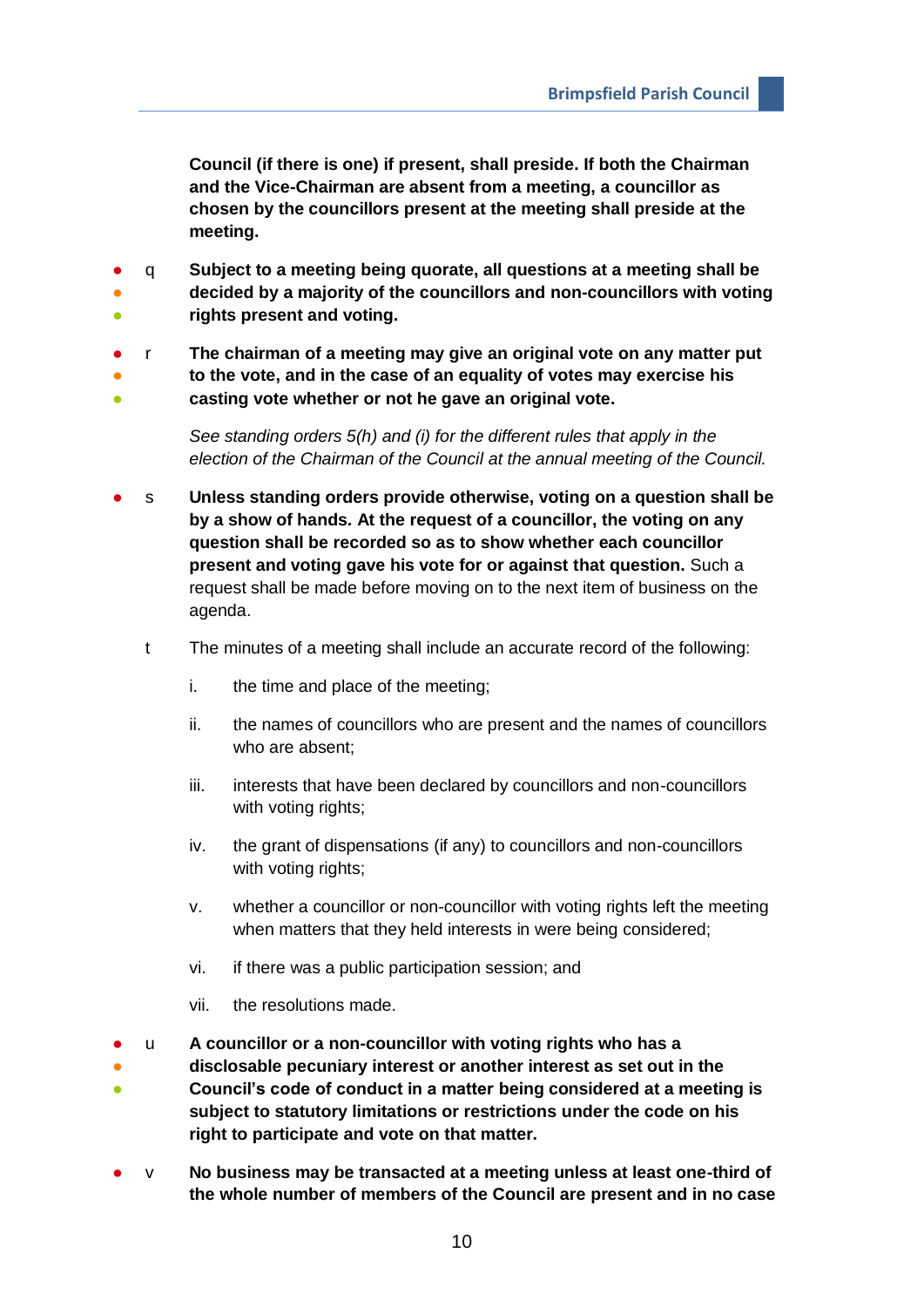**Council (if there is one) if present, shall preside. If both the Chairman and the Vice-Chairman are absent from a meeting, a councillor as chosen by the councillors present at the meeting shall preside at the meeting.**

● ● ● q **Subject to a meeting being quorate, all questions at a meeting shall be decided by a majority of the councillors and non-councillors with voting rights present and voting.**

● ● ● r **The chairman of a meeting may give an original vote on any matter put to the vote, and in the case of an equality of votes may exercise his casting vote whether or not he gave an original vote.**

*See standing orders 5(h) and (i) for the different rules that apply in the election of the Chairman of the Council at the annual meeting of the Council.*

● s **Unless standing orders provide otherwise, voting on a question shall be by a show of hands. At the request of a councillor, the voting on any question shall be recorded so as to show whether each councillor present and voting gave his vote for or against that question.** Such a request shall be made before moving on to the next item of business on the agenda.

t The minutes of a meeting shall include an accurate record of the following:

i. the time and place of the meeting;

ii. the names of councillors who are present and the names of councillors who are absent;

iii. interests that have been declared by councillors and non-councillors with voting rights;

iv. the grant of dispensations (if any) to councillors and non-councillors with voting rights;

v. whether a councillor or non-councillor with voting rights left the meeting when matters that they held interests in were being considered;

vi. if there was a public participation session; and

vii. the resolutions made.

● ● ● u **A councillor or a non-councillor with voting rights who has a disclosable pecuniary interest or another interest as set out in the Council's code of conduct in a matter being considered at a meeting is subject to statutory limitations or restrictions under the code on his right to participate and vote on that matter.**

● v **No business may be transacted at a meeting unless at least one-third of the whole number of members of the Council are present and in no case**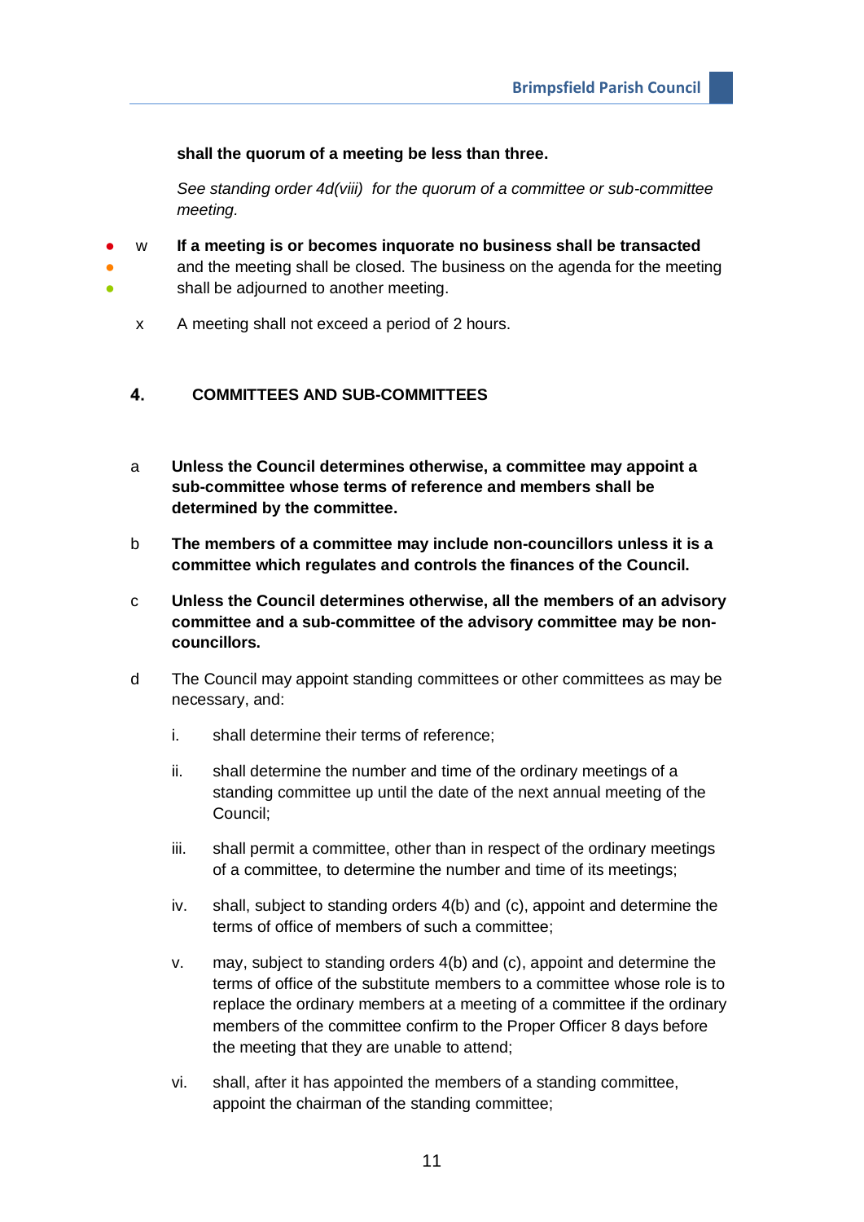**shall the quorum of a meeting be less than three.**

*See standing order 4d(viii) for the quorum of a committee or sub-committee meeting.*

w **If a meeting is or becomes inquorate no business shall be transacted** and the meeting shall be closed. The business on the agenda for the meeting shall be adjourned to another meeting.

x A meeting shall not exceed a period of 2 hours.

## 4. COMMITTEES AND SUB-COMMITTEES

a **Unless the Council determines otherwise, a committee may appoint a sub-committee whose terms of reference and members shall be determined by the committee.**

b **The members of a committee may include non-councillors unless it is a committee which regulates and controls the finances of the Council.**

c **Unless the Council determines otherwise, all the members of an advisory committee and a sub-committee of the advisory committee may be non-councillors.**

d The Council may appoint standing committees or other committees as may be necessary, and:

- i. shall determine their terms of reference;
- ii. shall determine the number and time of the ordinary meetings of a standing committee up until the date of the next annual meeting of the Council;
- iii. shall permit a committee, other than in respect of the ordinary meetings of a committee, to determine the number and time of its meetings;
- iv. shall, subject to standing orders 4(b) and (c), appoint and determine the terms of office of members of such a committee;
- v. may, subject to standing orders 4(b) and (c), appoint and determine the terms of office of the substitute members to a committee whose role is to replace the ordinary members at a meeting of a committee if the ordinary members of the committee confirm to the Proper Officer 8 days before the meeting that they are unable to attend;
- vi. shall, after it has appointed the members of a standing committee, appoint the chairman of the standing committee;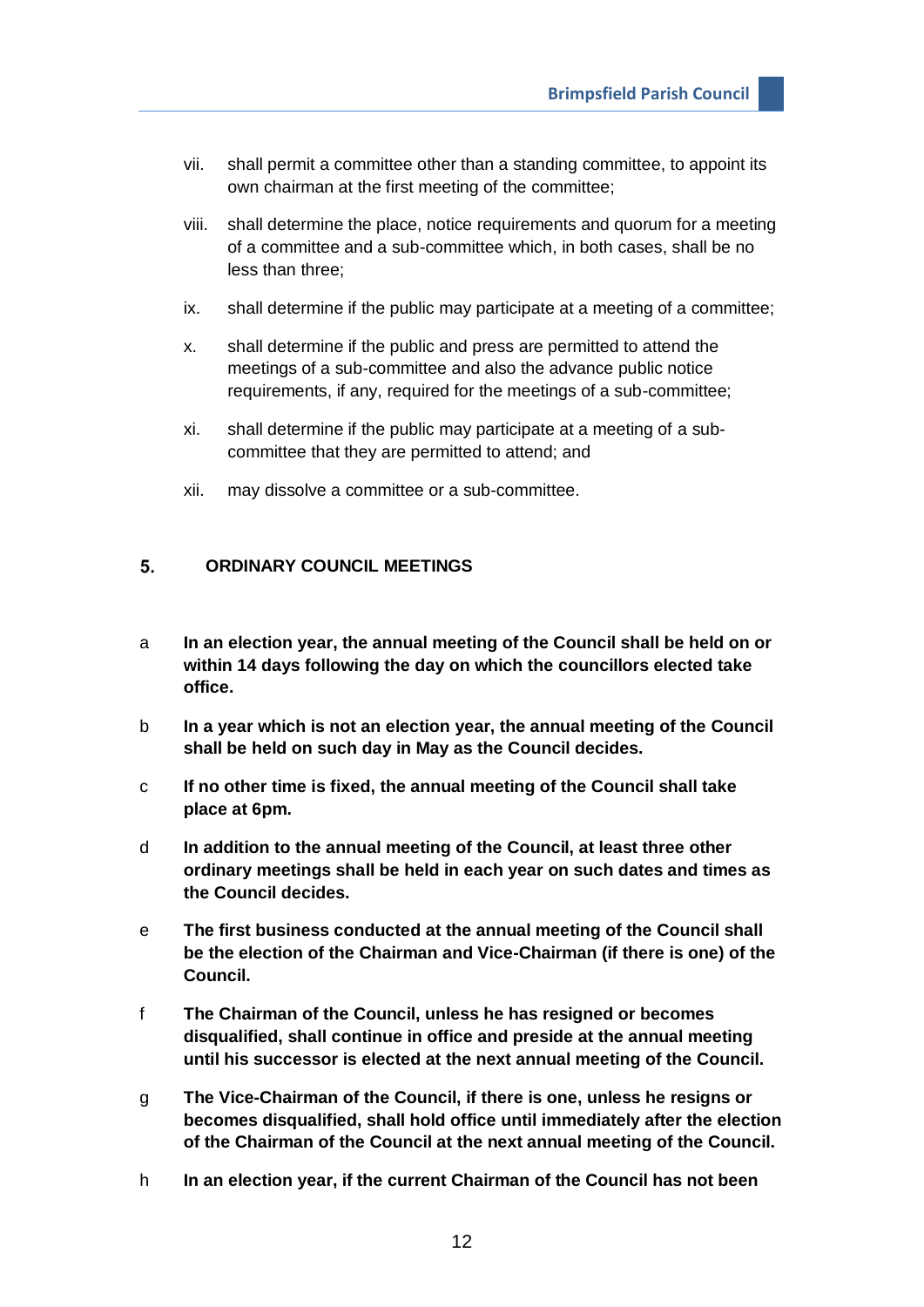vii. shall permit a committee other than a standing committee, to appoint its own chairman at the first meeting of the committee;

viii. shall determine the place, notice requirements and quorum for a meeting of a committee and a sub-committee which, in both cases, shall be no less than three;

ix. shall determine if the public may participate at a meeting of a committee;

x. shall determine if the public and press are permitted to attend the meetings of a sub-committee and also the advance public notice requirements, if any, required for the meetings of a sub-committee;

xi. shall determine if the public may participate at a meeting of a sub-committee that they are permitted to attend; and

xii. may dissolve a committee or a sub-committee.

## 5. ORDINARY COUNCIL MEETINGS

a **In an election year, the annual meeting of the Council shall be held on or within 14 days following the day on which the councillors elected take office.**

b **In a year which is not an election year, the annual meeting of the Council shall be held on such day in May as the Council decides.**

c **If no other time is fixed, the annual meeting of the Council shall take place at 6pm.**

d **In addition to the annual meeting of the Council, at least three other ordinary meetings shall be held in each year on such dates and times as the Council decides.**

e **The first business conducted at the annual meeting of the Council shall be the election of the Chairman and Vice-Chairman (if there is one) of the Council.**

f **The Chairman of the Council, unless he has resigned or becomes disqualified, shall continue in office and preside at the annual meeting until his successor is elected at the next annual meeting of the Council.**

g **The Vice-Chairman of the Council, if there is one, unless he resigns or becomes disqualified, shall hold office until immediately after the election of the Chairman of the Council at the next annual meeting of the Council.**

h **In an election year, if the current Chairman of the Council has not been**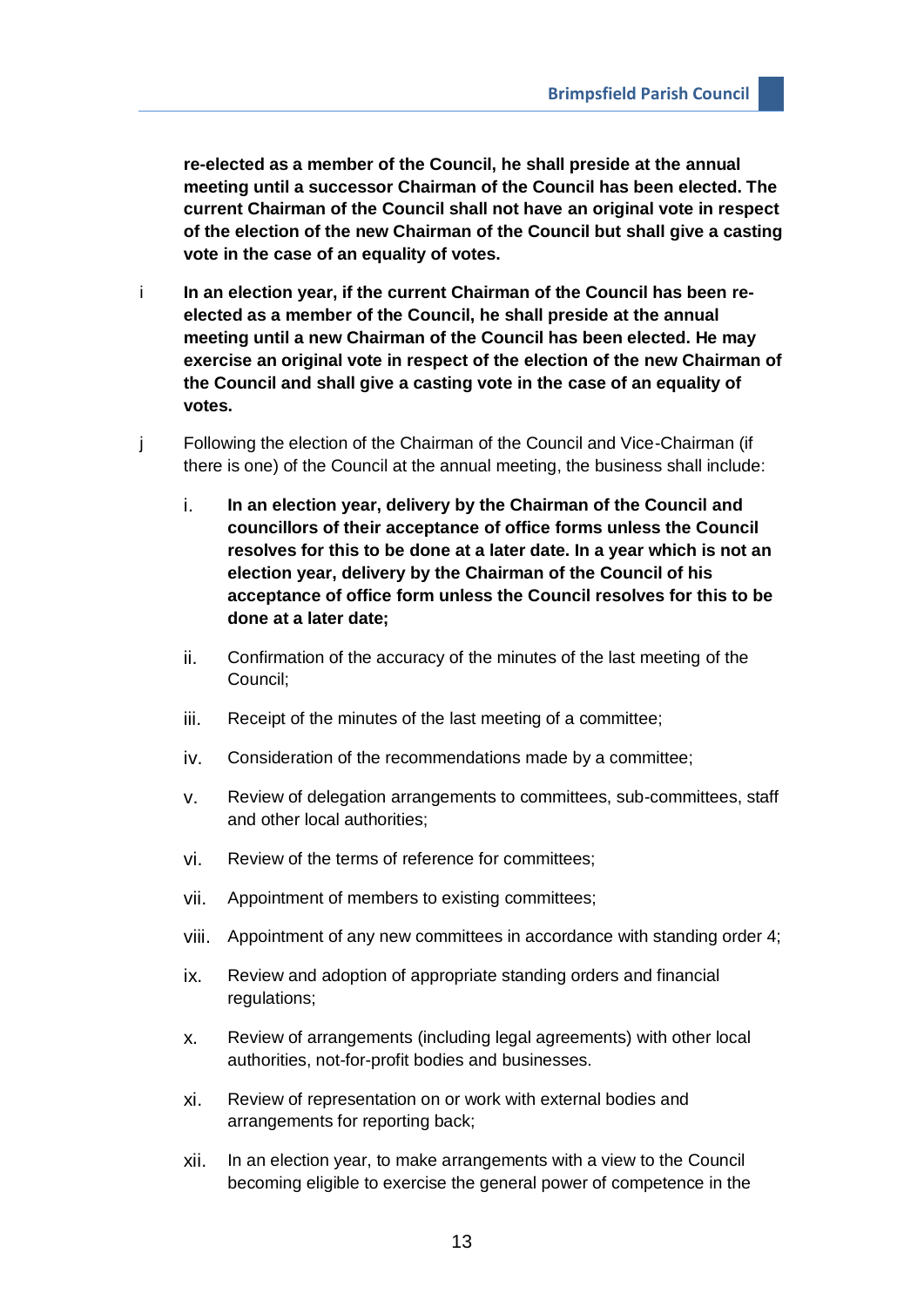**re-elected as a member of the Council, he shall preside at the annual meeting until a successor Chairman of the Council has been elected. The current Chairman of the Council shall not have an original vote in respect of the election of the new Chairman of the Council but shall give a casting vote in the case of an equality of votes.**

i **In an election year, if the current Chairman of the Council has been re-elected as a member of the Council, he shall preside at the annual meeting until a new Chairman of the Council has been elected. He may exercise an original vote in respect of the election of the new Chairman of the Council and shall give a casting vote in the case of an equality of votes.**

j Following the election of the Chairman of the Council and Vice-Chairman (if there is one) of the Council at the annual meeting, the business shall include:

i. **In an election year, delivery by the Chairman of the Council and councillors of their acceptance of office forms unless the Council resolves for this to be done at a later date. In a year which is not an election year, delivery by the Chairman of the Council of his acceptance of office form unless the Council resolves for this to be done at a later date;**

ii. Confirmation of the accuracy of the minutes of the last meeting of the Council;

iii. Receipt of the minutes of the last meeting of a committee;

iv. Consideration of the recommendations made by a committee;

v. Review of delegation arrangements to committees, sub-committees, staff and other local authorities;

vi. Review of the terms of reference for committees;

vii. Appointment of members to existing committees;

viii. Appointment of any new committees in accordance with standing order 4;

ix. Review and adoption of appropriate standing orders and financial regulations;

x. Review of arrangements (including legal agreements) with other local authorities, not-for-profit bodies and businesses.

xi. Review of representation on or work with external bodies and arrangements for reporting back;

xii. In an election year, to make arrangements with a view to the Council becoming eligible to exercise the general power of competence in the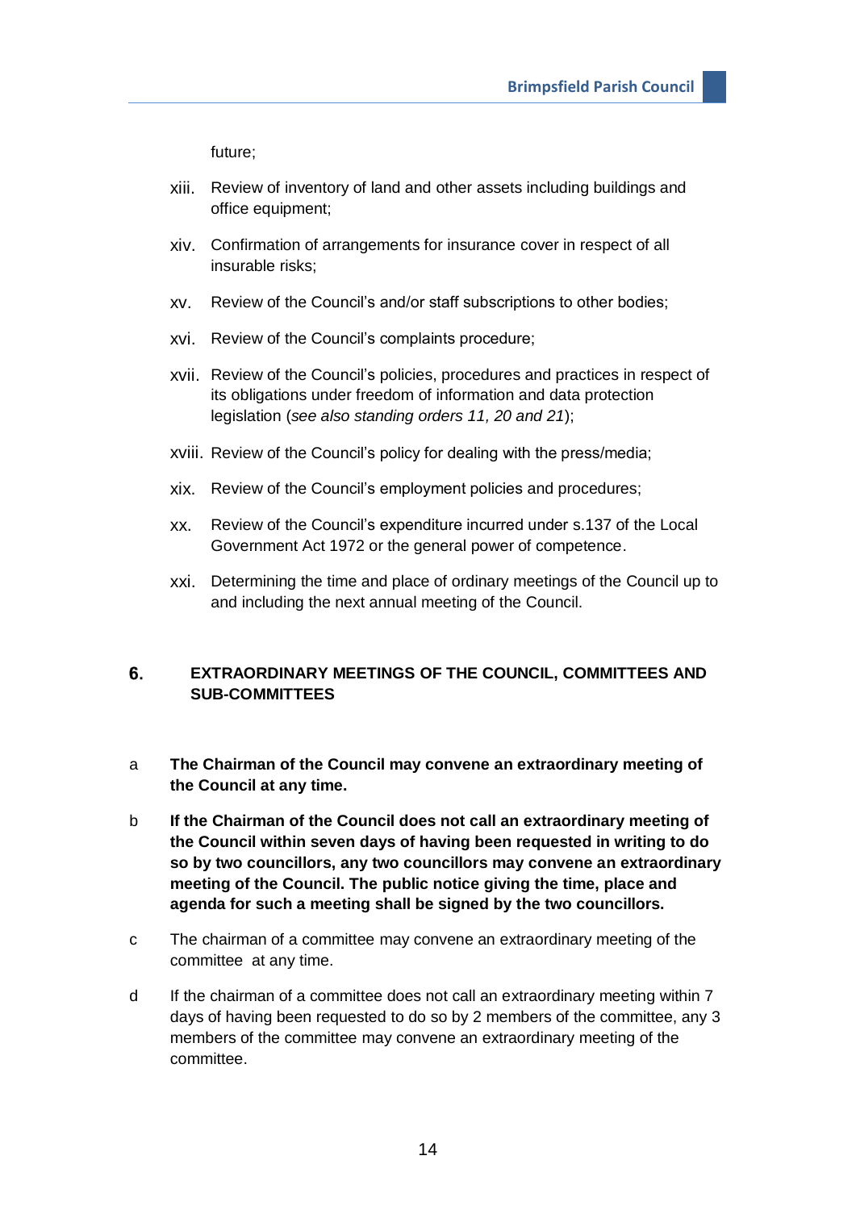future;

xiii. Review of inventory of land and other assets including buildings and office equipment;

xiv. Confirmation of arrangements for insurance cover in respect of all insurable risks;

xv. Review of the Council's and/or staff subscriptions to other bodies;

xvi. Review of the Council's complaints procedure;

xvii. Review of the Council's policies, procedures and practices in respect of its obligations under freedom of information and data protection legislation (*see also standing orders 11, 20 and 21*);

xviii. Review of the Council's policy for dealing with the press/media;

xix. Review of the Council's employment policies and procedures;

xx. Review of the Council's expenditure incurred under s.137 of the Local Government Act 1972 or the general power of competence.

xxi. Determining the time and place of ordinary meetings of the Council up to and including the next annual meeting of the Council.

## 6. EXTRAORDINARY MEETINGS OF THE COUNCIL, COMMITTEES AND SUB-COMMITTEES

a **The Chairman of the Council may convene an extraordinary meeting of the Council at any time.**

b **If the Chairman of the Council does not call an extraordinary meeting of the Council within seven days of having been requested in writing to do so by two councillors, any two councillors may convene an extraordinary meeting of the Council. The public notice giving the time, place and agenda for such a meeting shall be signed by the two councillors.**

c The chairman of a committee may convene an extraordinary meeting of the committee at any time.

d If the chairman of a committee does not call an extraordinary meeting within 7 days of having been requested to do so by 2 members of the committee, any 3 members of the committee may convene an extraordinary meeting of the committee.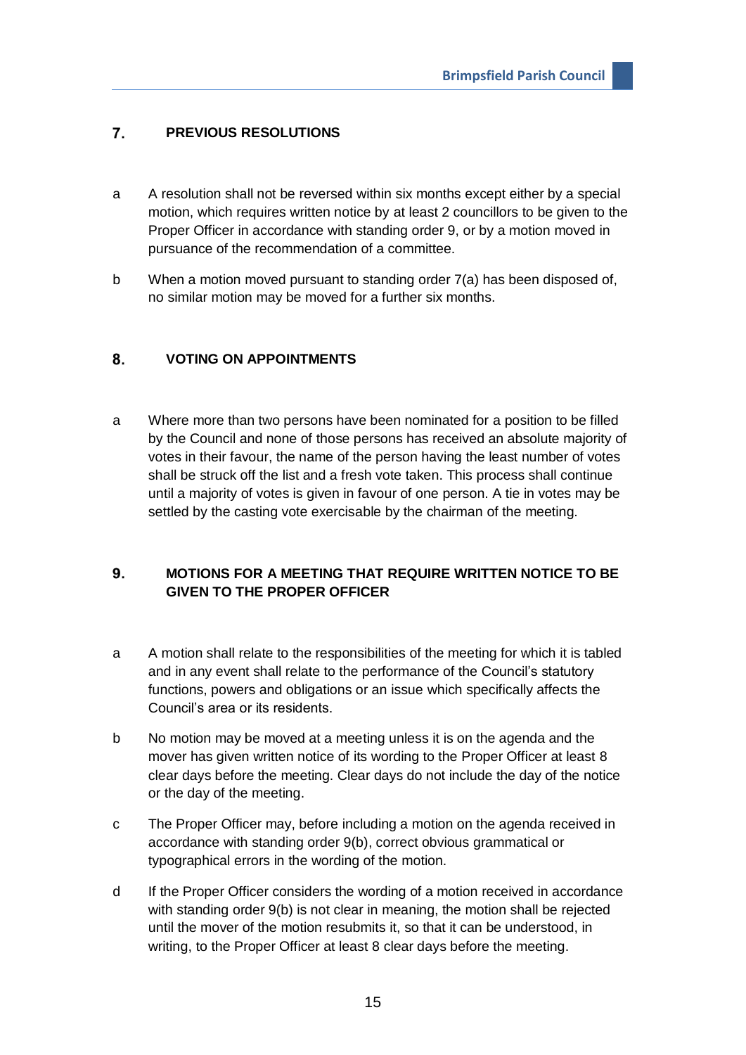## 7. PREVIOUS RESOLUTIONS

a A resolution shall not be reversed within six months except either by a special motion, which requires written notice by at least 2 councillors to be given to the Proper Officer in accordance with standing order 9, or by a motion moved in pursuance of the recommendation of a committee.

b When a motion moved pursuant to standing order 7(a) has been disposed of, no similar motion may be moved for a further six months.

## 8. VOTING ON APPOINTMENTS

a Where more than two persons have been nominated for a position to be filled by the Council and none of those persons has received an absolute majority of votes in their favour, the name of the person having the least number of votes shall be struck off the list and a fresh vote taken. This process shall continue until a majority of votes is given in favour of one person. A tie in votes may be settled by the casting vote exercisable by the chairman of the meeting.

## 9. MOTIONS FOR A MEETING THAT REQUIRE WRITTEN NOTICE TO BE GIVEN TO THE PROPER OFFICER

a A motion shall relate to the responsibilities of the meeting for which it is tabled and in any event shall relate to the performance of the Council's statutory functions, powers and obligations or an issue which specifically affects the Council's area or its residents.

b No motion may be moved at a meeting unless it is on the agenda and the mover has given written notice of its wording to the Proper Officer at least 8 clear days before the meeting. Clear days do not include the day of the notice or the day of the meeting.

c The Proper Officer may, before including a motion on the agenda received in accordance with standing order 9(b), correct obvious grammatical or typographical errors in the wording of the motion.

d If the Proper Officer considers the wording of a motion received in accordance with standing order 9(b) is not clear in meaning, the motion shall be rejected until the mover of the motion resubmits it, so that it can be understood, in writing, to the Proper Officer at least 8 clear days before the meeting.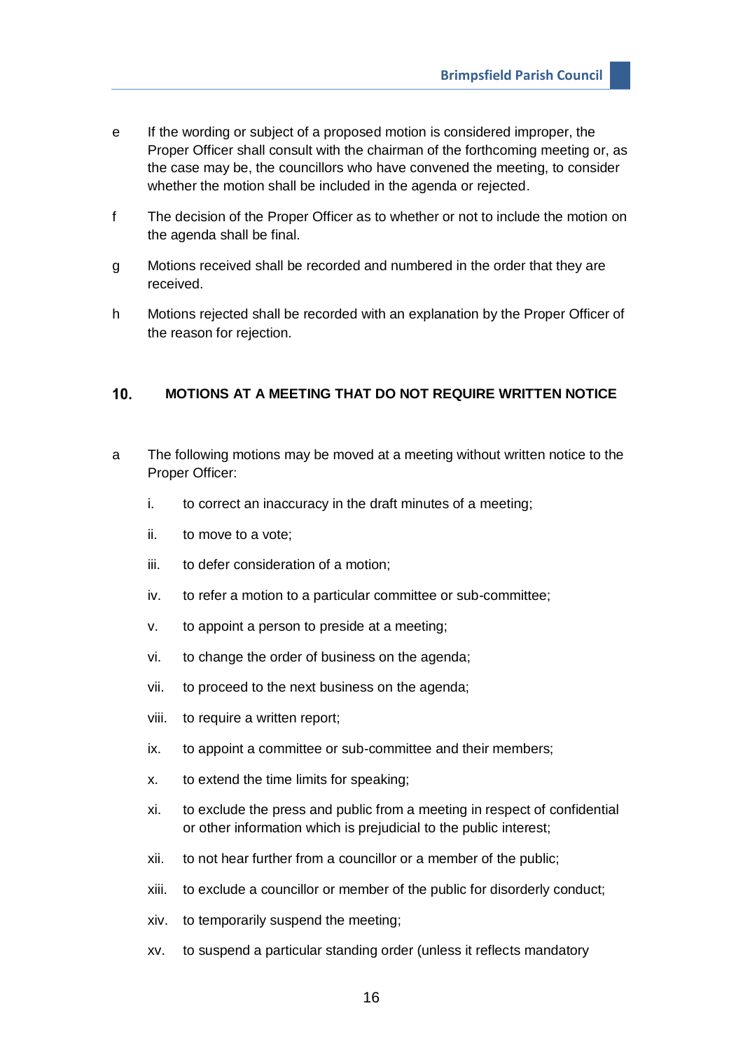e If the wording or subject of a proposed motion is considered improper, the Proper Officer shall consult with the chairman of the forthcoming meeting or, as the case may be, the councillors who have convened the meeting, to consider whether the motion shall be included in the agenda or rejected.

f The decision of the Proper Officer as to whether or not to include the motion on the agenda shall be final.

g Motions received shall be recorded and numbered in the order that they are received.

h Motions rejected shall be recorded with an explanation by the Proper Officer of the reason for rejection.

## 10. MOTIONS AT A MEETING THAT DO NOT REQUIRE WRITTEN NOTICE

a The following motions may be moved at a meeting without written notice to the Proper Officer:

  i. to correct an inaccuracy in the draft minutes of a meeting;

  ii. to move to a vote;

  iii. to defer consideration of a motion;

  iv. to refer a motion to a particular committee or sub-committee;

  v. to appoint a person to preside at a meeting;

  vi. to change the order of business on the agenda;

  vii. to proceed to the next business on the agenda;

  viii. to require a written report;

  ix. to appoint a committee or sub-committee and their members;

  x. to extend the time limits for speaking;

  xi. to exclude the press and public from a meeting in respect of confidential or other information which is prejudicial to the public interest;

  xii. to not hear further from a councillor or a member of the public;

  xiii. to exclude a councillor or member of the public for disorderly conduct;

  xiv. to temporarily suspend the meeting;

  xv. to suspend a particular standing order (unless it reflects mandatory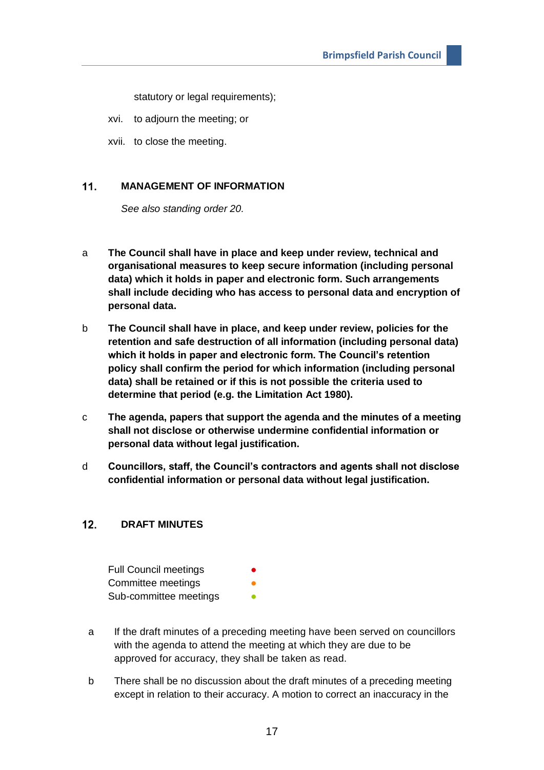statutory or legal requirements);

xvi. to adjourn the meeting; or

xvii. to close the meeting.

## 11. MANAGEMENT OF INFORMATION

*See also standing order 20.*

a **The Council shall have in place and keep under review, technical and organisational measures to keep secure information (including personal data) which it holds in paper and electronic form. Such arrangements shall include deciding who has access to personal data and encryption of personal data.**

b **The Council shall have in place, and keep under review, policies for the retention and safe destruction of all information (including personal data) which it holds in paper and electronic form. The Council's retention policy shall confirm the period for which information (including personal data) shall be retained or if this is not possible the criteria used to determine that period (e.g. the Limitation Act 1980).**

c **The agenda, papers that support the agenda and the minutes of a meeting shall not disclose or otherwise undermine confidential information or personal data without legal justification.**

d **Councillors, staff, the Council's contractors and agents shall not disclose confidential information or personal data without legal justification.**

## 12. DRAFT MINUTES

Full Council meetings ●
Committee meetings ●
Sub-committee meetings ●

a If the draft minutes of a preceding meeting have been served on councillors with the agenda to attend the meeting at which they are due to be approved for accuracy, they shall be taken as read.

b There shall be no discussion about the draft minutes of a preceding meeting except in relation to their accuracy. A motion to correct an inaccuracy in the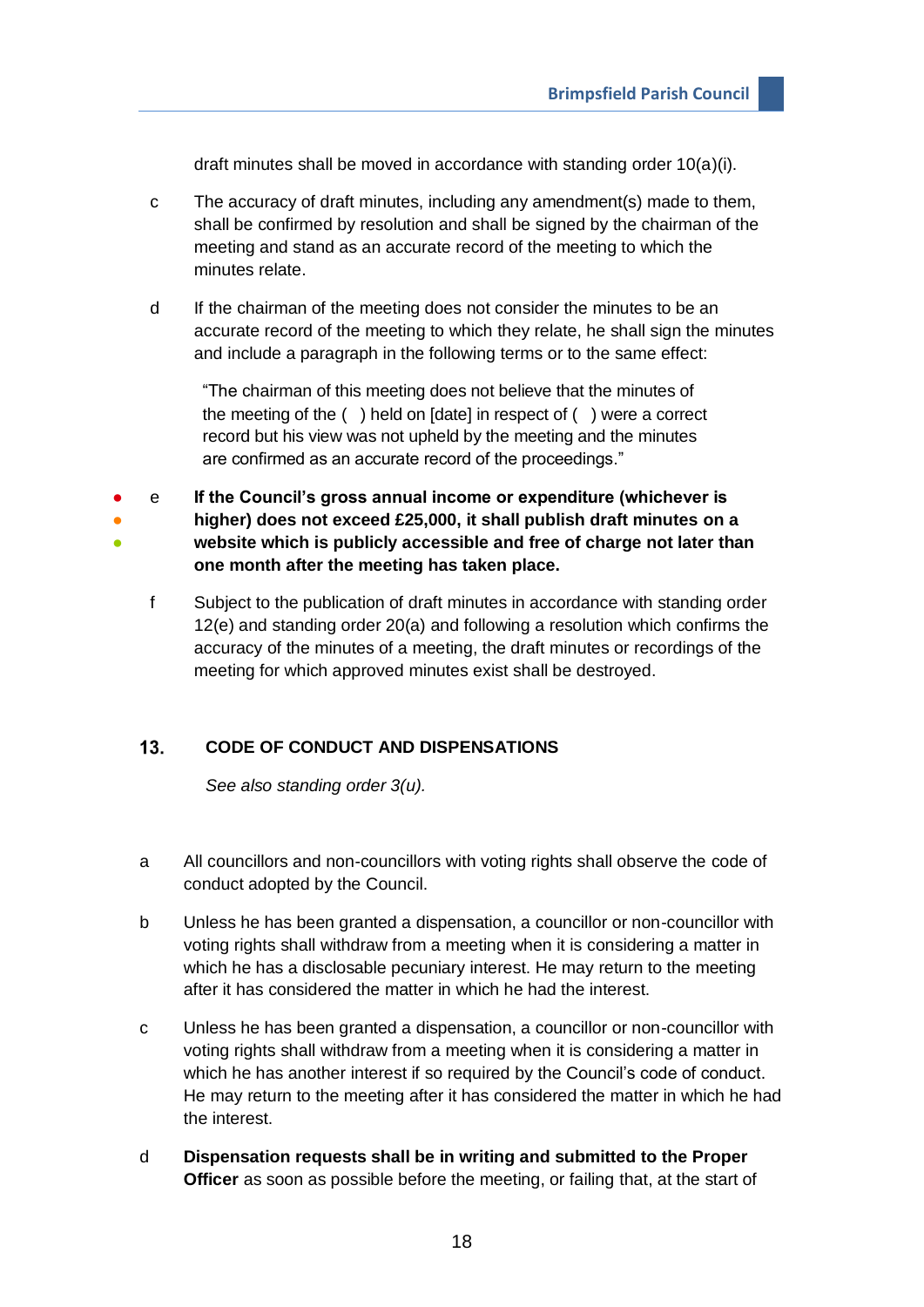draft minutes shall be moved in accordance with standing order 10(a)(i).

c The accuracy of draft minutes, including any amendment(s) made to them, shall be confirmed by resolution and shall be signed by the chairman of the meeting and stand as an accurate record of the meeting to which the minutes relate.

d If the chairman of the meeting does not consider the minutes to be an accurate record of the meeting to which they relate, he shall sign the minutes and include a paragraph in the following terms or to the same effect:

> "The chairman of this meeting does not believe that the minutes of the meeting of the ( ) held on [date] in respect of ( ) were a correct record but his view was not upheld by the meeting and the minutes are confirmed as an accurate record of the proceedings."

e **If the Council's gross annual income or expenditure (whichever is higher) does not exceed £25,000, it shall publish draft minutes on a website which is publicly accessible and free of charge not later than one month after the meeting has taken place.**

f Subject to the publication of draft minutes in accordance with standing order 12(e) and standing order 20(a) and following a resolution which confirms the accuracy of the minutes of a meeting, the draft minutes or recordings of the meeting for which approved minutes exist shall be destroyed.

## 13. CODE OF CONDUCT AND DISPENSATIONS

*See also standing order 3(u).*

a All councillors and non-councillors with voting rights shall observe the code of conduct adopted by the Council.

b Unless he has been granted a dispensation, a councillor or non-councillor with voting rights shall withdraw from a meeting when it is considering a matter in which he has a disclosable pecuniary interest. He may return to the meeting after it has considered the matter in which he had the interest.

c Unless he has been granted a dispensation, a councillor or non-councillor with voting rights shall withdraw from a meeting when it is considering a matter in which he has another interest if so required by the Council's code of conduct. He may return to the meeting after it has considered the matter in which he had the interest.

d **Dispensation requests shall be in writing and submitted to the Proper Officer** as soon as possible before the meeting, or failing that, at the start of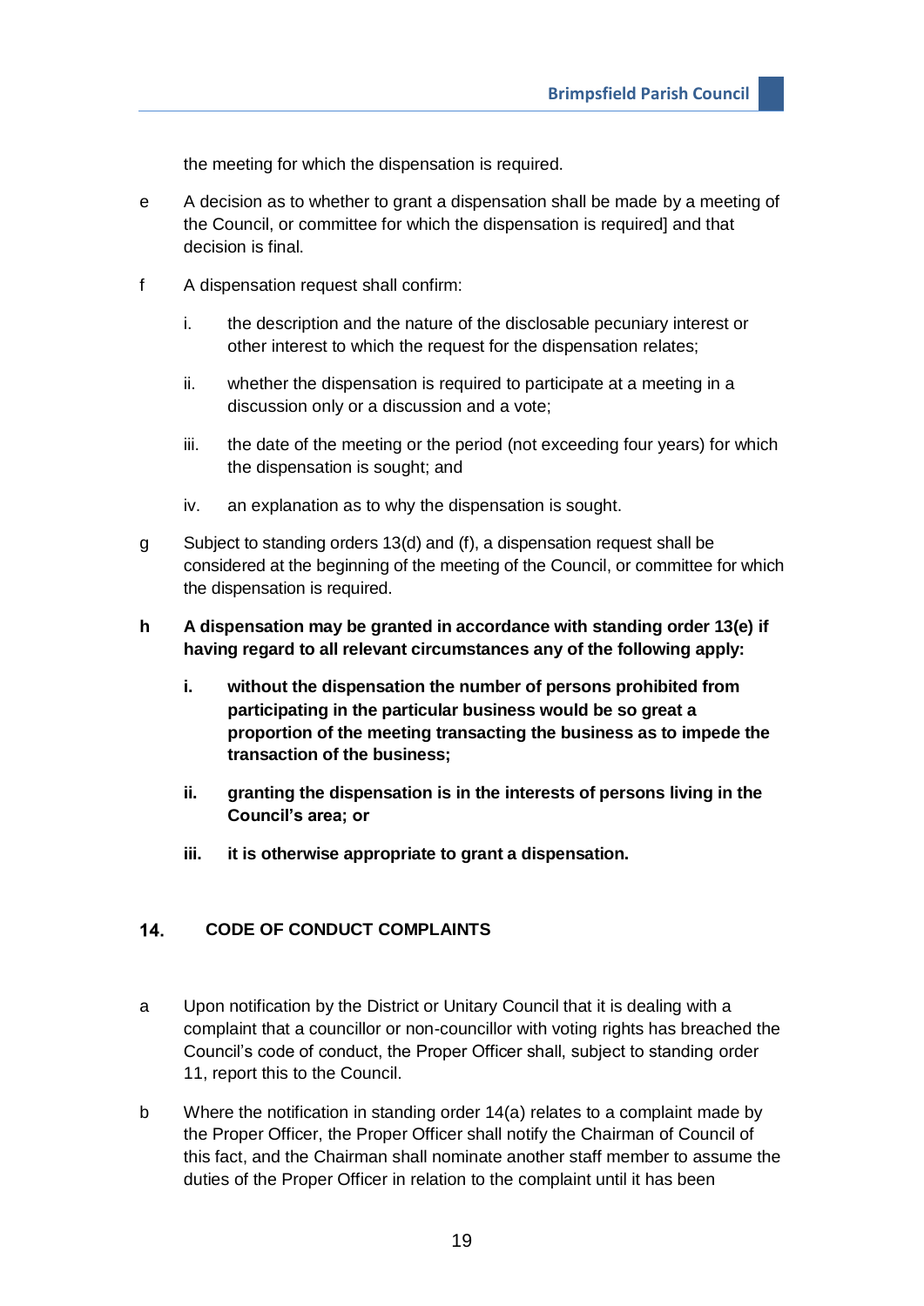the meeting for which the dispensation is required.

e A decision as to whether to grant a dispensation shall be made by a meeting of the Council, or committee for which the dispensation is required] and that decision is final.

f A dispensation request shall confirm:

   i. the description and the nature of the disclosable pecuniary interest or other interest to which the request for the dispensation relates;

   ii. whether the dispensation is required to participate at a meeting in a discussion only or a discussion and a vote;

   iii. the date of the meeting or the period (not exceeding four years) for which the dispensation is sought; and

   iv. an explanation as to why the dispensation is sought.

g Subject to standing orders 13(d) and (f), a dispensation request shall be considered at the beginning of the meeting of the Council, or committee for which the dispensation is required.

**h A dispensation may be granted in accordance with standing order 13(e) if having regard to all relevant circumstances any of the following apply:**

   **i. without the dispensation the number of persons prohibited from participating in the particular business would be so great a proportion of the meeting transacting the business as to impede the transaction of the business;**

   **ii. granting the dispensation is in the interests of persons living in the Council's area; or**

   **iii. it is otherwise appropriate to grant a dispensation.**

## 14. CODE OF CONDUCT COMPLAINTS

a Upon notification by the District or Unitary Council that it is dealing with a complaint that a councillor or non-councillor with voting rights has breached the Council's code of conduct, the Proper Officer shall, subject to standing order 11, report this to the Council.

b Where the notification in standing order 14(a) relates to a complaint made by the Proper Officer, the Proper Officer shall notify the Chairman of Council of this fact, and the Chairman shall nominate another staff member to assume the duties of the Proper Officer in relation to the complaint until it has been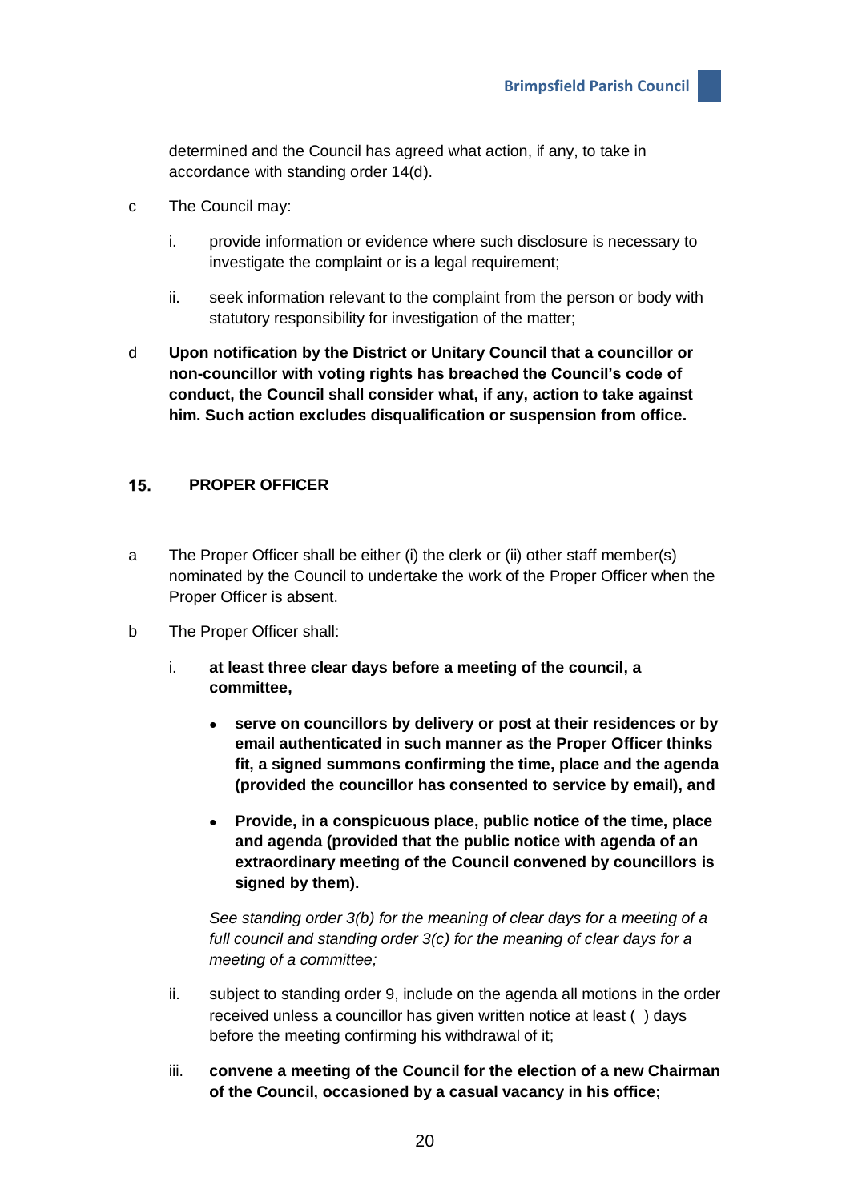determined and the Council has agreed what action, if any, to take in accordance with standing order 14(d).

c The Council may:

i. provide information or evidence where such disclosure is necessary to investigate the complaint or is a legal requirement;

ii. seek information relevant to the complaint from the person or body with statutory responsibility for investigation of the matter;

d **Upon notification by the District or Unitary Council that a councillor or non-councillor with voting rights has breached the Council's code of conduct, the Council shall consider what, if any, action to take against him. Such action excludes disqualification or suspension from office.**

## 15. PROPER OFFICER

a The Proper Officer shall be either (i) the clerk or (ii) other staff member(s) nominated by the Council to undertake the work of the Proper Officer when the Proper Officer is absent.

b The Proper Officer shall:

i. **at least three clear days before a meeting of the council, a committee,**

- **serve on councillors by delivery or post at their residences or by email authenticated in such manner as the Proper Officer thinks fit, a signed summons confirming the time, place and the agenda (provided the councillor has consented to service by email), and**
- **Provide, in a conspicuous place, public notice of the time, place and agenda (provided that the public notice with agenda of an extraordinary meeting of the Council convened by councillors is signed by them).**

*See standing order 3(b) for the meaning of clear days for a meeting of a full council and standing order 3(c) for the meaning of clear days for a meeting of a committee;*

ii. subject to standing order 9, include on the agenda all motions in the order received unless a councillor has given written notice at least ( ) days before the meeting confirming his withdrawal of it;

iii. **convene a meeting of the Council for the election of a new Chairman of the Council, occasioned by a casual vacancy in his office;**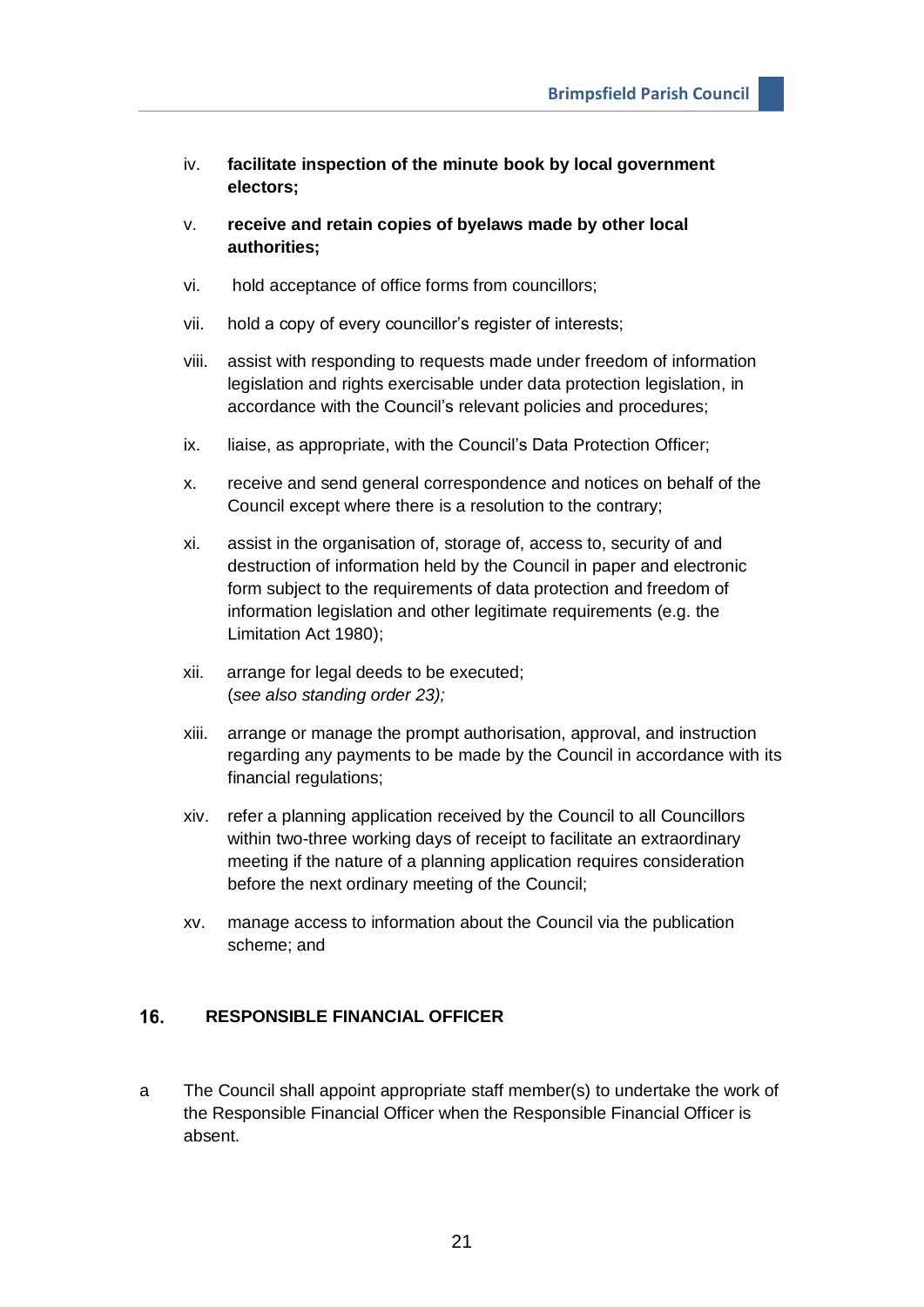iv. **facilitate inspection of the minute book by local government electors;**

v. **receive and retain copies of byelaws made by other local authorities;**

vi. hold acceptance of office forms from councillors;

vii. hold a copy of every councillor's register of interests;

viii. assist with responding to requests made under freedom of information legislation and rights exercisable under data protection legislation, in accordance with the Council's relevant policies and procedures;

ix. liaise, as appropriate, with the Council's Data Protection Officer;

x. receive and send general correspondence and notices on behalf of the Council except where there is a resolution to the contrary;

xi. assist in the organisation of, storage of, access to, security of and destruction of information held by the Council in paper and electronic form subject to the requirements of data protection and freedom of information legislation and other legitimate requirements (e.g. the Limitation Act 1980);

xii. arrange for legal deeds to be executed;
(*see also standing order 23);*

xiii. arrange or manage the prompt authorisation, approval, and instruction regarding any payments to be made by the Council in accordance with its financial regulations;

xiv. refer a planning application received by the Council to all Councillors within two-three working days of receipt to facilitate an extraordinary meeting if the nature of a planning application requires consideration before the next ordinary meeting of the Council;

xv. manage access to information about the Council via the publication scheme; and

## 16. RESPONSIBLE FINANCIAL OFFICER

a The Council shall appoint appropriate staff member(s) to undertake the work of the Responsible Financial Officer when the Responsible Financial Officer is absent.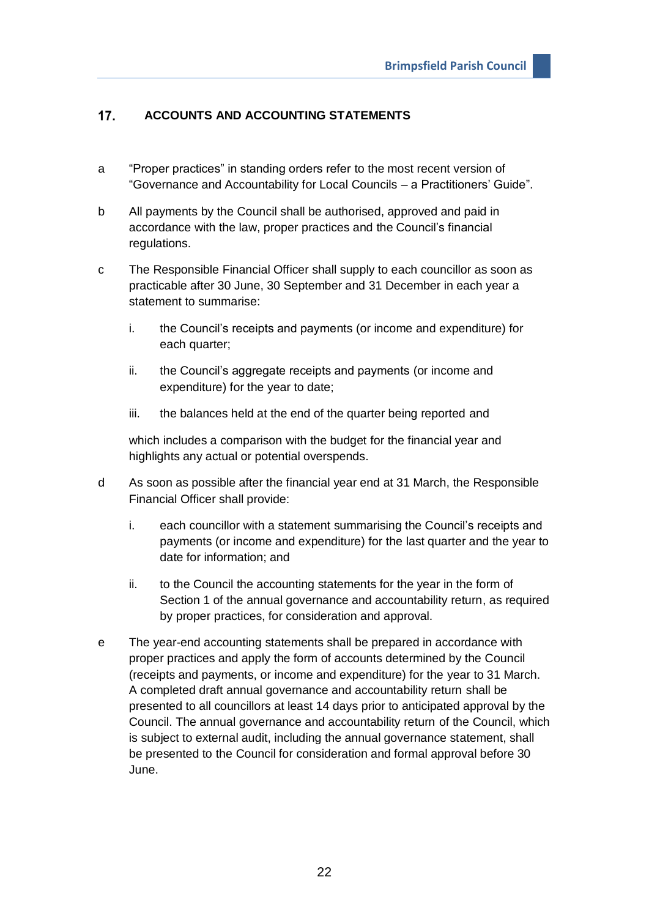## 17. ACCOUNTS AND ACCOUNTING STATEMENTS

a “Proper practices” in standing orders refer to the most recent version of “Governance and Accountability for Local Councils – a Practitioners’ Guide”.

b All payments by the Council shall be authorised, approved and paid in accordance with the law, proper practices and the Council’s financial regulations.

c The Responsible Financial Officer shall supply to each councillor as soon as practicable after 30 June, 30 September and 31 December in each year a statement to summarise:

  i. the Council’s receipts and payments (or income and expenditure) for each quarter;

  ii. the Council’s aggregate receipts and payments (or income and expenditure) for the year to date;

  iii. the balances held at the end of the quarter being reported and

  which includes a comparison with the budget for the financial year and highlights any actual or potential overspends.

d As soon as possible after the financial year end at 31 March, the Responsible Financial Officer shall provide:

  i. each councillor with a statement summarising the Council’s receipts and payments (or income and expenditure) for the last quarter and the year to date for information; and

  ii. to the Council the accounting statements for the year in the form of Section 1 of the annual governance and accountability return, as required by proper practices, for consideration and approval.

e The year-end accounting statements shall be prepared in accordance with proper practices and apply the form of accounts determined by the Council (receipts and payments, or income and expenditure) for the year to 31 March. A completed draft annual governance and accountability return shall be presented to all councillors at least 14 days prior to anticipated approval by the Council. The annual governance and accountability return of the Council, which is subject to external audit, including the annual governance statement, shall be presented to the Council for consideration and formal approval before 30 June.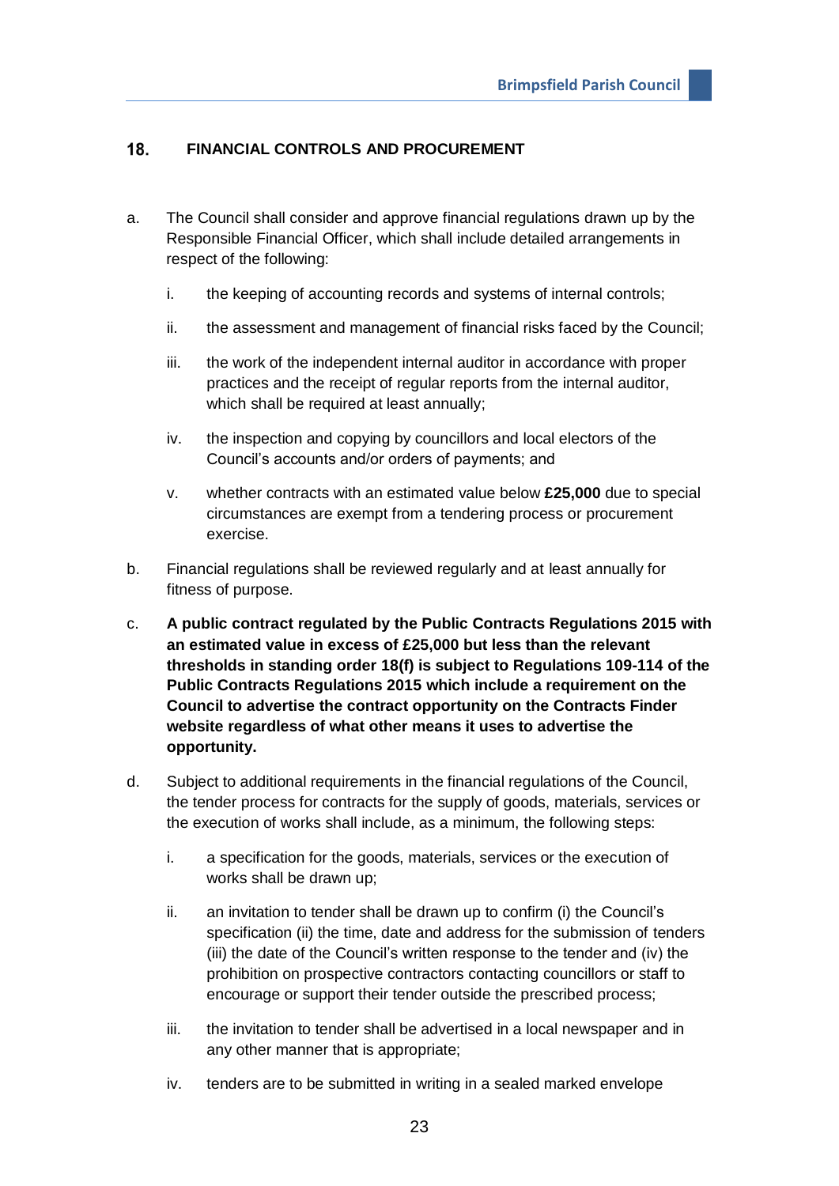## 18. FINANCIAL CONTROLS AND PROCUREMENT

a. The Council shall consider and approve financial regulations drawn up by the Responsible Financial Officer, which shall include detailed arrangements in respect of the following:

   i. the keeping of accounting records and systems of internal controls;

   ii. the assessment and management of financial risks faced by the Council;

   iii. the work of the independent internal auditor in accordance with proper practices and the receipt of regular reports from the internal auditor, which shall be required at least annually;

   iv. the inspection and copying by councillors and local electors of the Council's accounts and/or orders of payments; and

   v. whether contracts with an estimated value below **£25,000** due to special circumstances are exempt from a tendering process or procurement exercise.

b. Financial regulations shall be reviewed regularly and at least annually for fitness of purpose.

c. **A public contract regulated by the Public Contracts Regulations 2015 with an estimated value in excess of £25,000 but less than the relevant thresholds in standing order 18(f) is subject to Regulations 109-114 of the Public Contracts Regulations 2015 which include a requirement on the Council to advertise the contract opportunity on the Contracts Finder website regardless of what other means it uses to advertise the opportunity.**

d. Subject to additional requirements in the financial regulations of the Council, the tender process for contracts for the supply of goods, materials, services or the execution of works shall include, as a minimum, the following steps:

   i. a specification for the goods, materials, services or the execution of works shall be drawn up;

   ii. an invitation to tender shall be drawn up to confirm (i) the Council's specification (ii) the time, date and address for the submission of tenders (iii) the date of the Council's written response to the tender and (iv) the prohibition on prospective contractors contacting councillors or staff to encourage or support their tender outside the prescribed process;

   iii. the invitation to tender shall be advertised in a local newspaper and in any other manner that is appropriate;

   iv. tenders are to be submitted in writing in a sealed marked envelope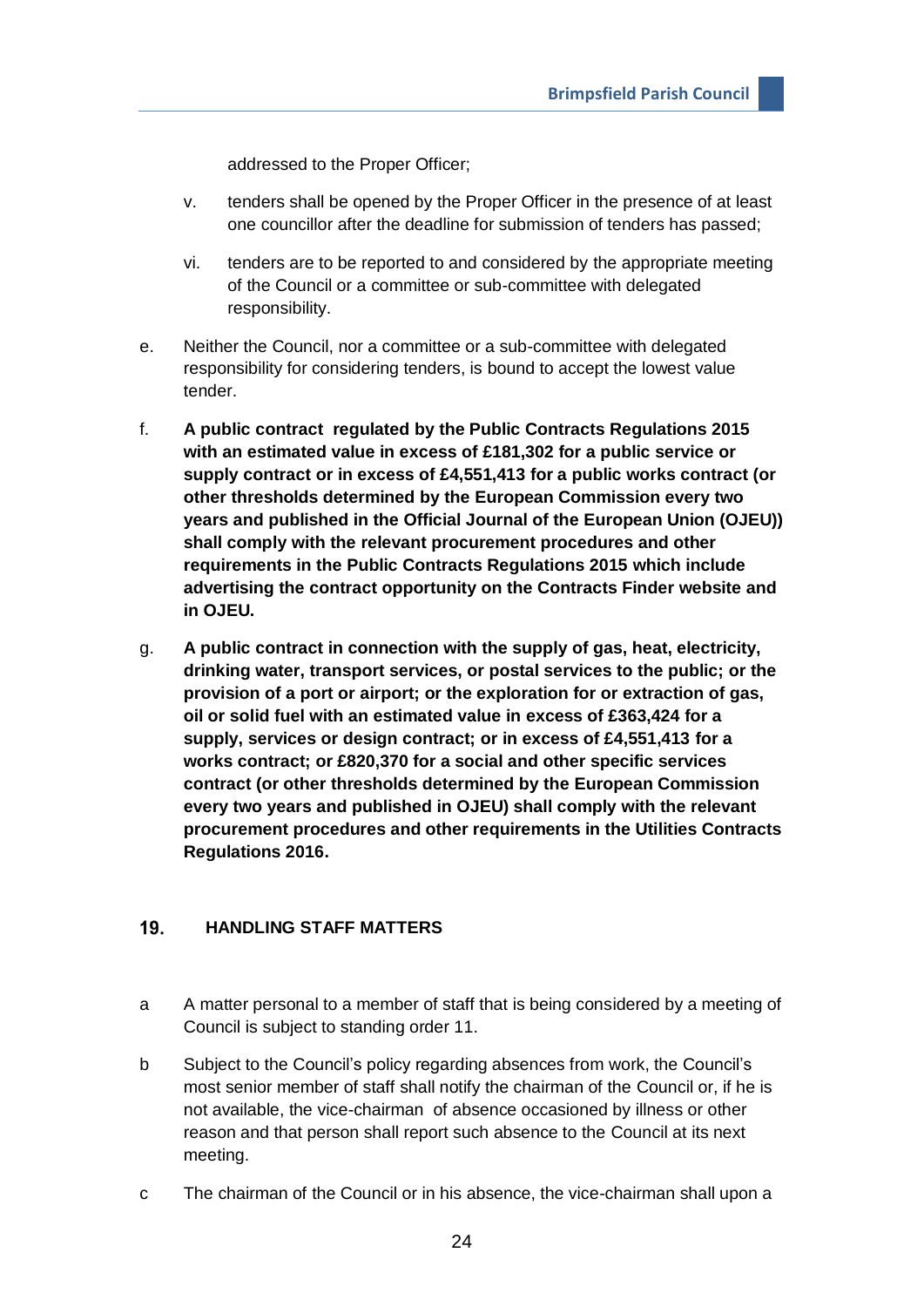addressed to the Proper Officer;

v. tenders shall be opened by the Proper Officer in the presence of at least one councillor after the deadline for submission of tenders has passed;

vi. tenders are to be reported to and considered by the appropriate meeting of the Council or a committee or sub-committee with delegated responsibility.

e. Neither the Council, nor a committee or a sub-committee with delegated responsibility for considering tenders, is bound to accept the lowest value tender.

f. **A public contract regulated by the Public Contracts Regulations 2015 with an estimated value in excess of £181,302 for a public service or supply contract or in excess of £4,551,413 for a public works contract (or other thresholds determined by the European Commission every two years and published in the Official Journal of the European Union (OJEU)) shall comply with the relevant procurement procedures and other requirements in the Public Contracts Regulations 2015 which include advertising the contract opportunity on the Contracts Finder website and in OJEU.**

g. **A public contract in connection with the supply of gas, heat, electricity, drinking water, transport services, or postal services to the public; or the provision of a port or airport; or the exploration for or extraction of gas, oil or solid fuel with an estimated value in excess of £363,424 for a supply, services or design contract; or in excess of £4,551,413 for a works contract; or £820,370 for a social and other specific services contract (or other thresholds determined by the European Commission every two years and published in OJEU) shall comply with the relevant procurement procedures and other requirements in the Utilities Contracts Regulations 2016.**

## 19. HANDLING STAFF MATTERS

a A matter personal to a member of staff that is being considered by a meeting of Council is subject to standing order 11.

b Subject to the Council's policy regarding absences from work, the Council's most senior member of staff shall notify the chairman of the Council or, if he is not available, the vice-chairman of absence occasioned by illness or other reason and that person shall report such absence to the Council at its next meeting.

c The chairman of the Council or in his absence, the vice-chairman shall upon a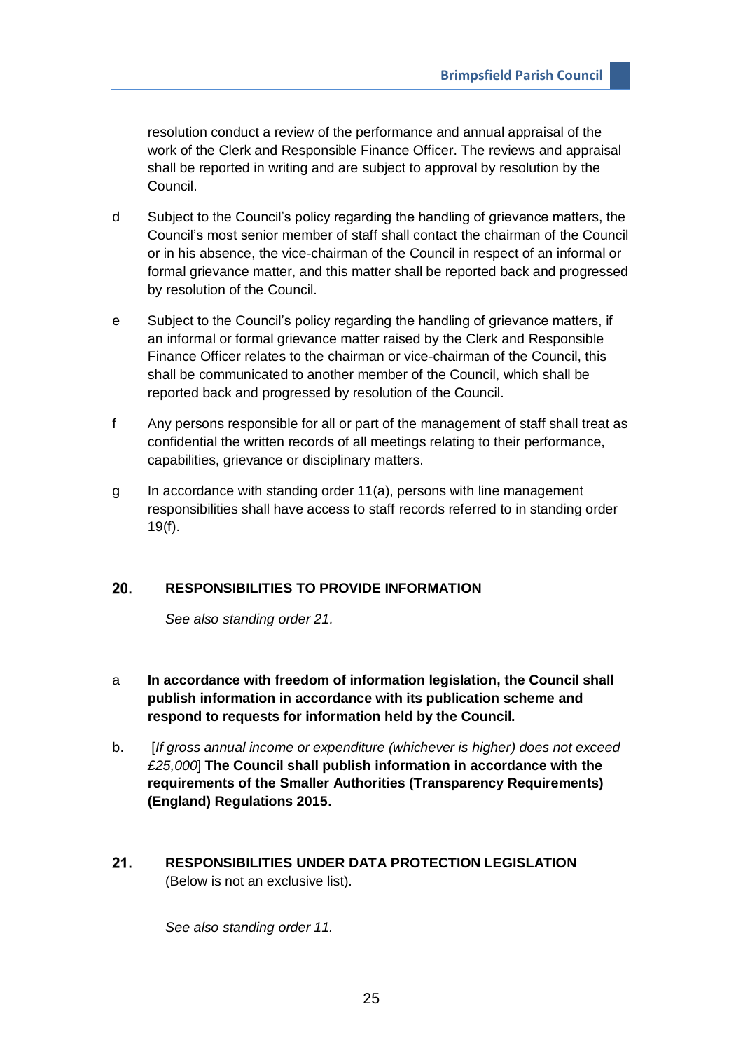resolution conduct a review of the performance and annual appraisal of the work of the Clerk and Responsible Finance Officer. The reviews and appraisal shall be reported in writing and are subject to approval by resolution by the Council.

d Subject to the Council's policy regarding the handling of grievance matters, the Council's most senior member of staff shall contact the chairman of the Council or in his absence, the vice-chairman of the Council in respect of an informal or formal grievance matter, and this matter shall be reported back and progressed by resolution of the Council.

e Subject to the Council's policy regarding the handling of grievance matters, if an informal or formal grievance matter raised by the Clerk and Responsible Finance Officer relates to the chairman or vice-chairman of the Council, this shall be communicated to another member of the Council, which shall be reported back and progressed by resolution of the Council.

f Any persons responsible for all or part of the management of staff shall treat as confidential the written records of all meetings relating to their performance, capabilities, grievance or disciplinary matters.

g In accordance with standing order 11(a), persons with line management responsibilities shall have access to staff records referred to in standing order 19(f).

## 20. RESPONSIBILITIES TO PROVIDE INFORMATION

*See also standing order 21.*

a **In accordance with freedom of information legislation, the Council shall publish information in accordance with its publication scheme and respond to requests for information held by the Council.**

b. [*If gross annual income or expenditure (whichever is higher) does not exceed £25,000*] **The Council shall publish information in accordance with the requirements of the Smaller Authorities (Transparency Requirements) (England) Regulations 2015.**

## 21. RESPONSIBILITIES UNDER DATA PROTECTION LEGISLATION

(Below is not an exclusive list).

*See also standing order 11.*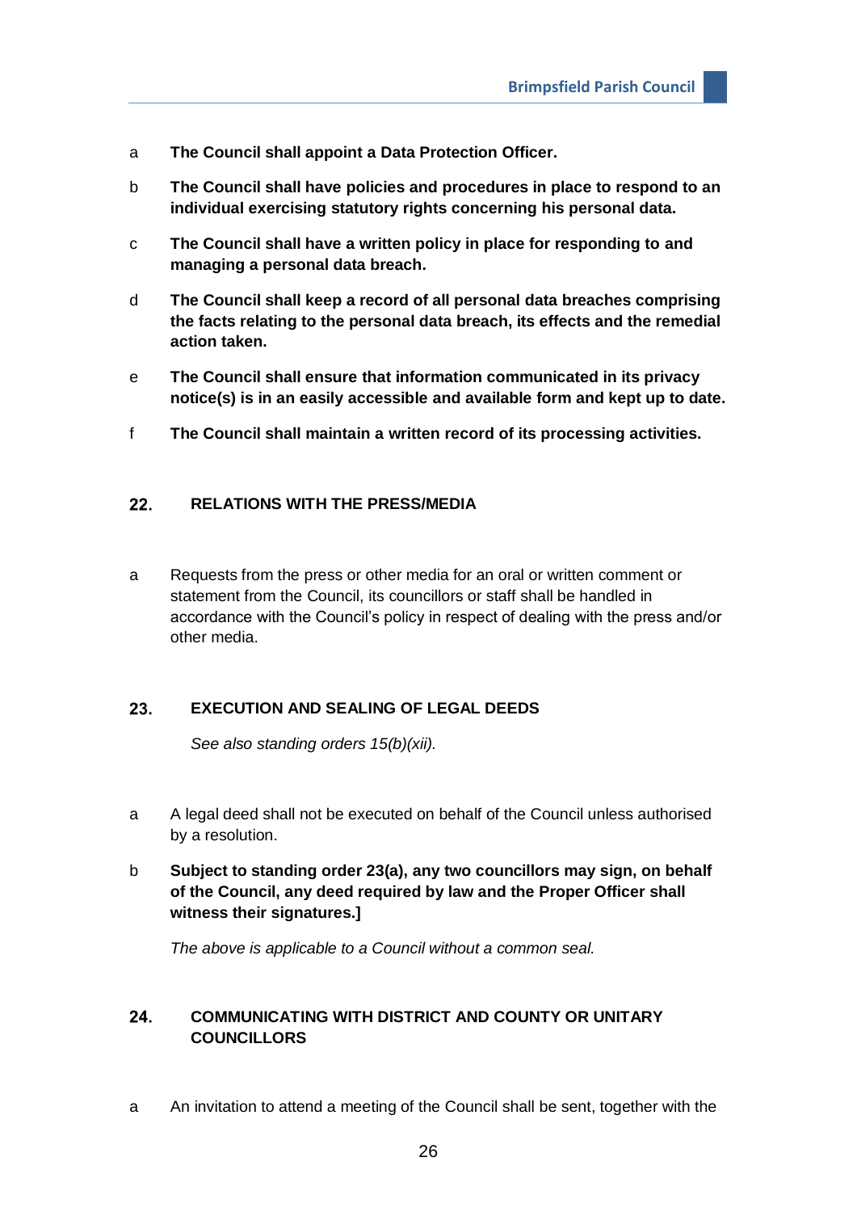a **The Council shall appoint a Data Protection Officer.**

b **The Council shall have policies and procedures in place to respond to an individual exercising statutory rights concerning his personal data.**

c **The Council shall have a written policy in place for responding to and managing a personal data breach.**

d **The Council shall keep a record of all personal data breaches comprising the facts relating to the personal data breach, its effects and the remedial action taken.**

e **The Council shall ensure that information communicated in its privacy notice(s) is in an easily accessible and available form and kept up to date.**

f **The Council shall maintain a written record of its processing activities.**

## 22. RELATIONS WITH THE PRESS/MEDIA

a Requests from the press or other media for an oral or written comment or statement from the Council, its councillors or staff shall be handled in accordance with the Council's policy in respect of dealing with the press and/or other media.

## 23. EXECUTION AND SEALING OF LEGAL DEEDS

*See also standing orders 15(b)(xii).*

a A legal deed shall not be executed on behalf of the Council unless authorised by a resolution.

b **Subject to standing order 23(a), any two councillors may sign, on behalf of the Council, any deed required by law and the Proper Officer shall witness their signatures.]**

*The above is applicable to a Council without a common seal.*

## 24. COMMUNICATING WITH DISTRICT AND COUNTY OR UNITARY COUNCILLORS

a An invitation to attend a meeting of the Council shall be sent, together with the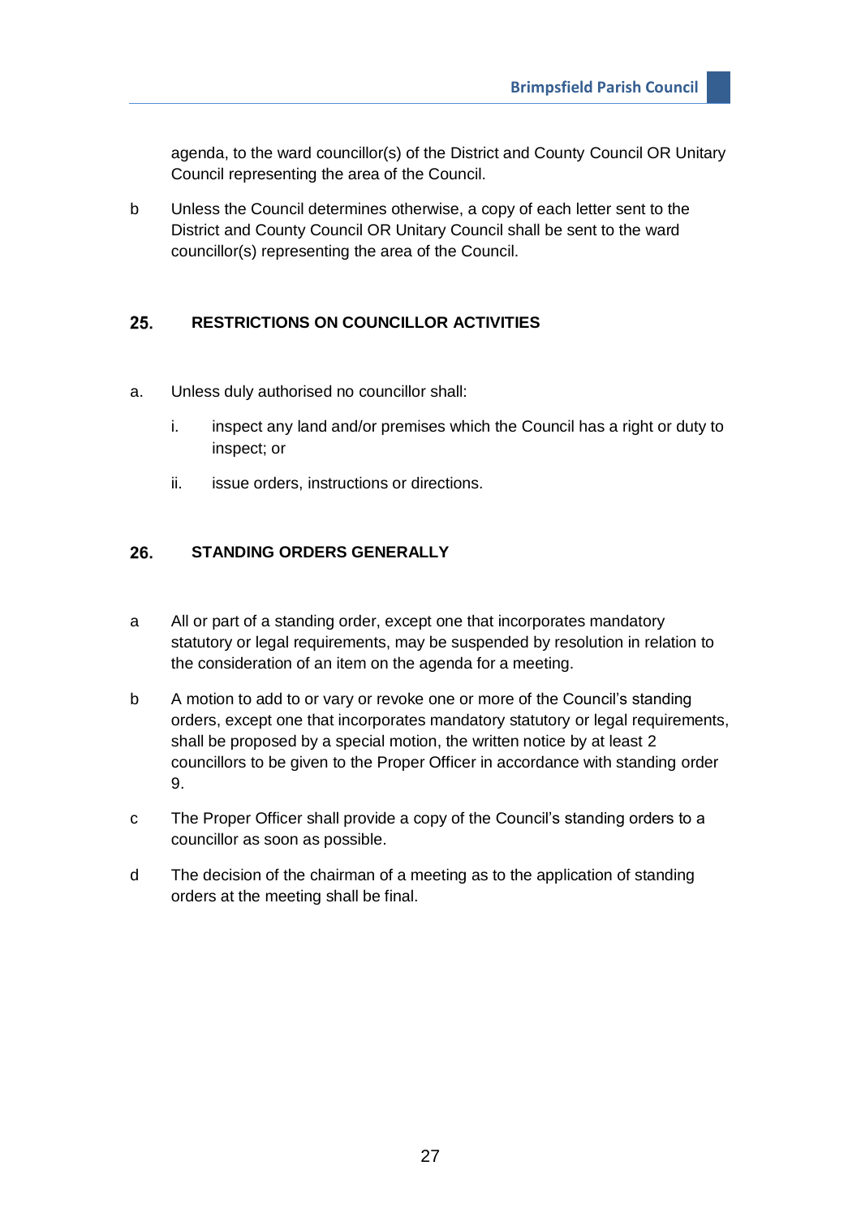agenda, to the ward councillor(s) of the District and County Council OR Unitary Council representing the area of the Council.

b Unless the Council determines otherwise, a copy of each letter sent to the District and County Council OR Unitary Council shall be sent to the ward councillor(s) representing the area of the Council.

## 25. RESTRICTIONS ON COUNCILLOR ACTIVITIES

a. Unless duly authorised no councillor shall:

   i. inspect any land and/or premises which the Council has a right or duty to inspect; or

   ii. issue orders, instructions or directions.

## 26. STANDING ORDERS GENERALLY

a All or part of a standing order, except one that incorporates mandatory statutory or legal requirements, may be suspended by resolution in relation to the consideration of an item on the agenda for a meeting.

b A motion to add to or vary or revoke one or more of the Council's standing orders, except one that incorporates mandatory statutory or legal requirements, shall be proposed by a special motion, the written notice by at least 2 councillors to be given to the Proper Officer in accordance with standing order 9.

c The Proper Officer shall provide a copy of the Council's standing orders to a councillor as soon as possible.

d The decision of the chairman of a meeting as to the application of standing orders at the meeting shall be final.